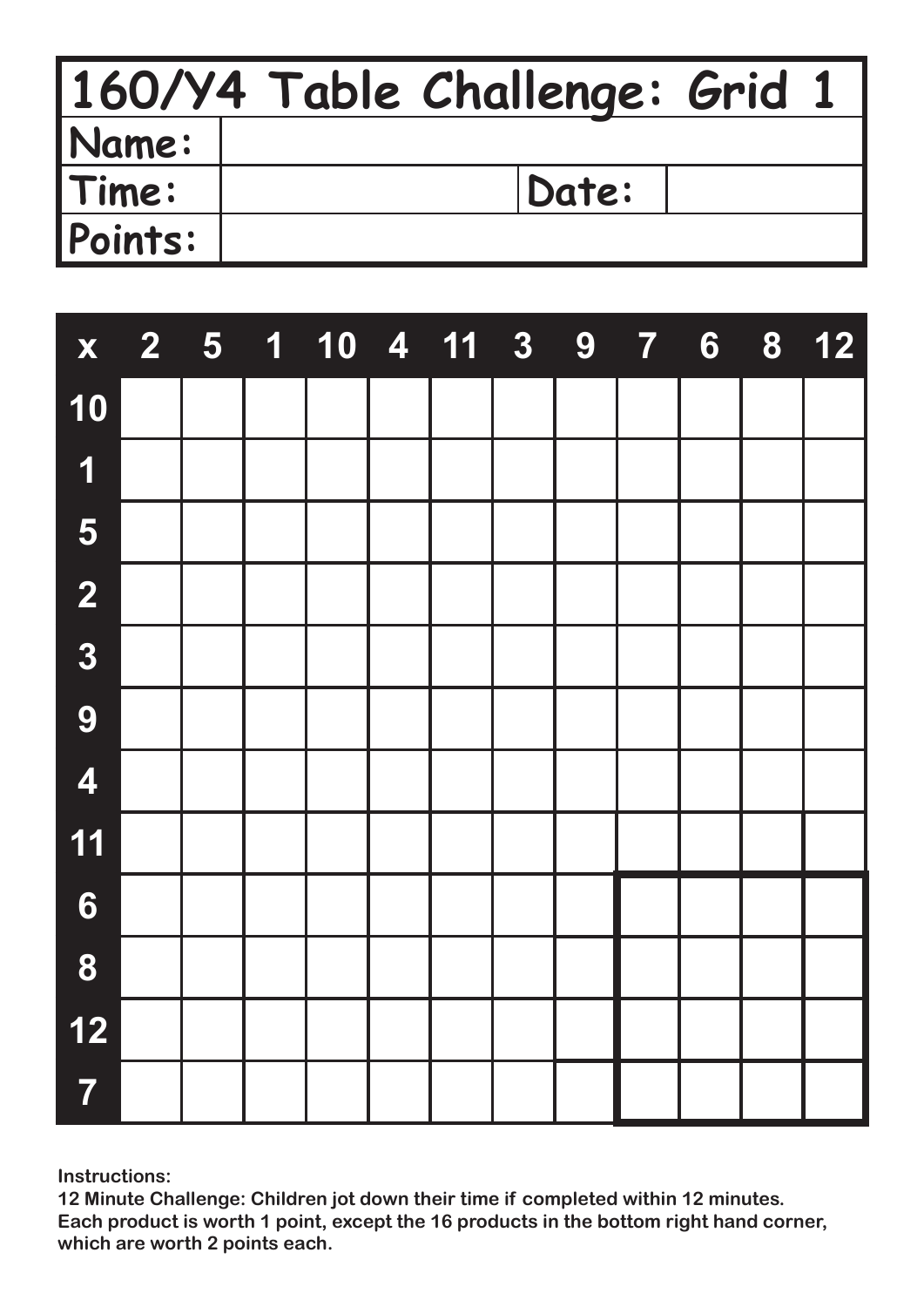# 160/Y4 Table Challenge: Grid 1

| Name: | | | |
|---|---|---|---|
| Time: | | Date: | |
| Points: | | | |

| x | 2 | 5 | 1 | 10 | 4 | 11 | 3 | 9 | 7 | 6 | 8 | 12 |
|---|---|---|---|---|---|---|---|---|---|---|---|---|
| 10 | | | | | | | | | | | | |
| 1 | | | | | | | | | | | | |
| 5 | | | | | | | | | | | | |
| 2 | | | | | | | | | | | | |
| 3 | | | | | | | | | | | | |
| 9 | | | | | | | | | | | | |
| 4 | | | | | | | | | | | | |
| 11 | | | | | | | | | | | | |
| 6 | | | | | | | | | | | | |
| 8 | | | | | | | | | | | | |
| 12 | | | | | | | | | | | | |
| 7 | | | | | | | | | | | | |

**Instructions:**
**12 Minute Challenge: Children jot down their time if completed within 12 minutes.**
**Each product is worth 1 point, except the 16 products in the bottom right hand corner, which are worth 2 points each.**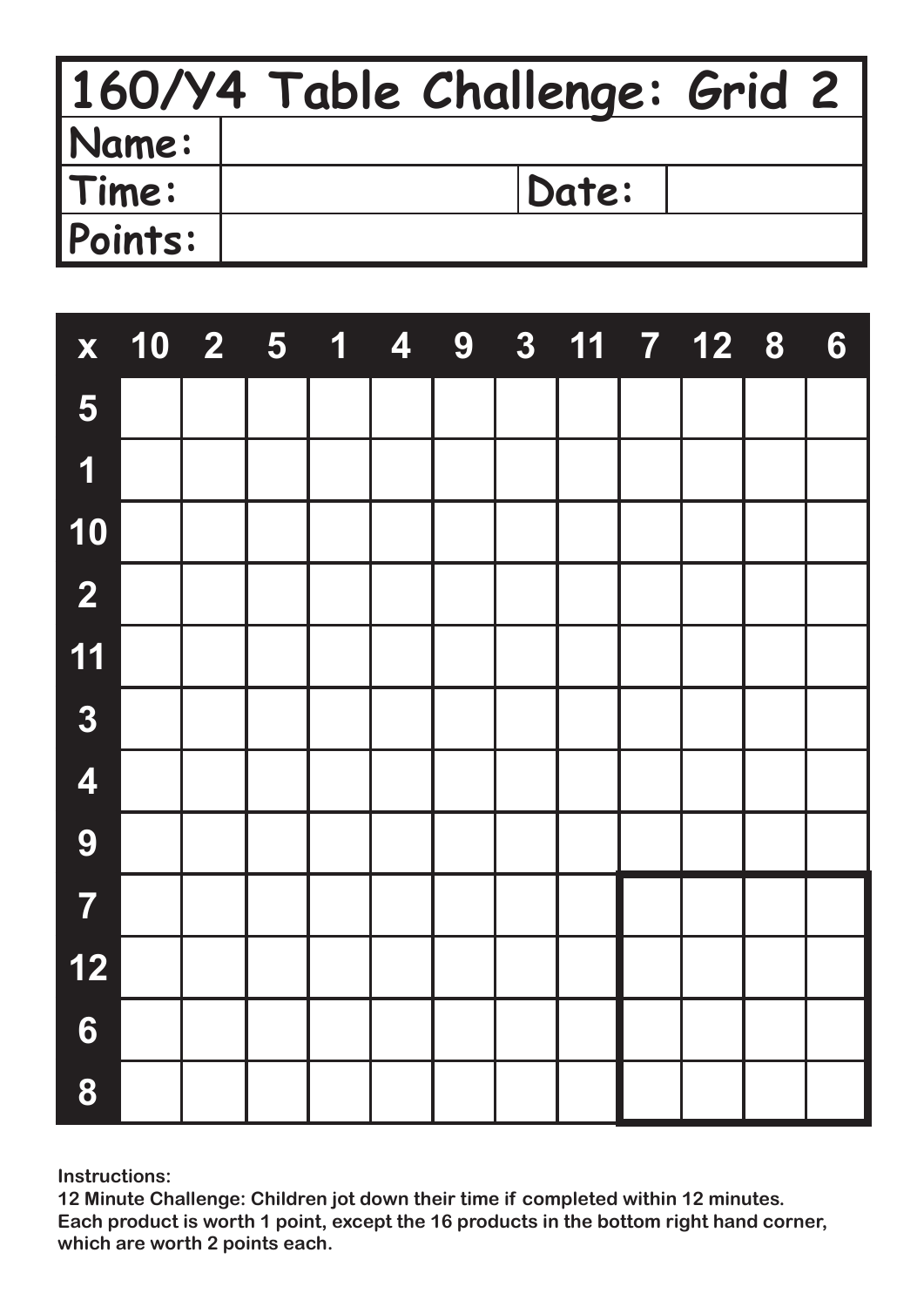# 160/Y4 Table Challenge: Grid 2

| Name: | | | |
|---|---|---|---|
| Time: | | Date: | |
| Points: | | | |

| x | 10 | 2 | 5 | 1 | 4 | 9 | 3 | 11 | 7 | 12 | 8 | 6 |
|---|---|---|---|---|---|---|---|---|---|---|---|---|
| 5 | | | | | | | | | | | | |
| 1 | | | | | | | | | | | | |
| 10 | | | | | | | | | | | | |
| 2 | | | | | | | | | | | | |
| 11 | | | | | | | | | | | | |
| 3 | | | | | | | | | | | | |
| 4 | | | | | | | | | | | | |
| 9 | | | | | | | | | | | | |
| 7 | | | | | | | | | | | | |
| 12 | | | | | | | | | | | | |
| 6 | | | | | | | | | | | | |
| 8 | | | | | | | | | | | | |

**Instructions:**
**12 Minute Challenge: Children jot down their time if completed within 12 minutes.**
**Each product is worth 1 point, except the 16 products in the bottom right hand corner, which are worth 2 points each.**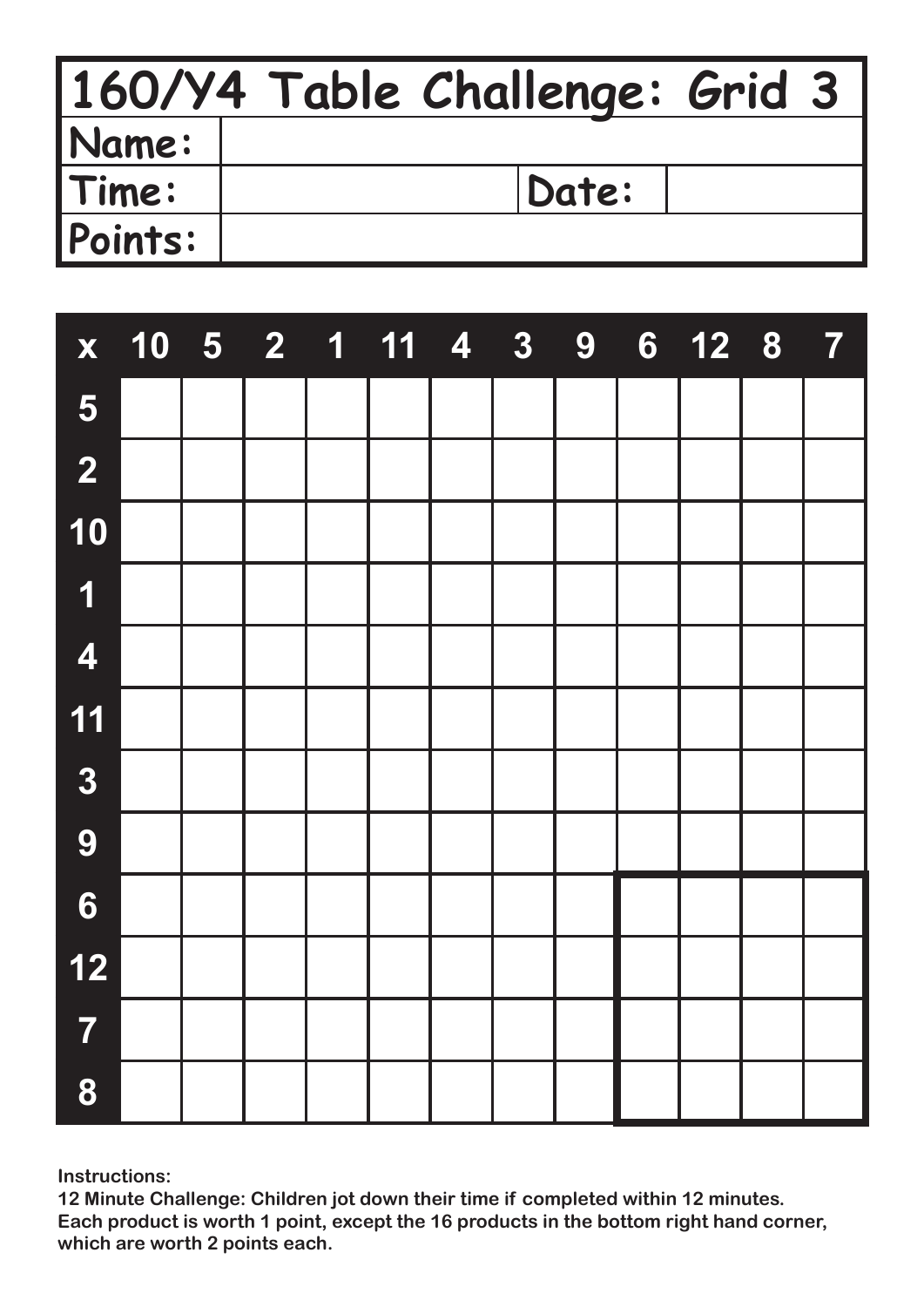# 160/Y4 Table Challenge: Grid 3

| Name: | | | |
|---|---|---|---|
| Time: | | Date: | |
| Points: | | | |

| x | 10 | 5 | 2 | 1 | 11 | 4 | 3 | 9 | 6 | 12 | 8 | 7 |
|---|---|---|---|---|---|---|---|---|---|---|---|---|
| 5 | | | | | | | | | | | | |
| 2 | | | | | | | | | | | | |
| 10 | | | | | | | | | | | | |
| 1 | | | | | | | | | | | | |
| 4 | | | | | | | | | | | | |
| 11 | | | | | | | | | | | | |
| 3 | | | | | | | | | | | | |
| 9 | | | | | | | | | | | | |
| 6 | | | | | | | | | | | | |
| 12 | | | | | | | | | | | | |
| 7 | | | | | | | | | | | | |
| 8 | | | | | | | | | | | | |

**Instructions:**
**12 Minute Challenge: Children jot down their time if completed within 12 minutes.**
**Each product is worth 1 point, except the 16 products in the bottom right hand corner, which are worth 2 points each.**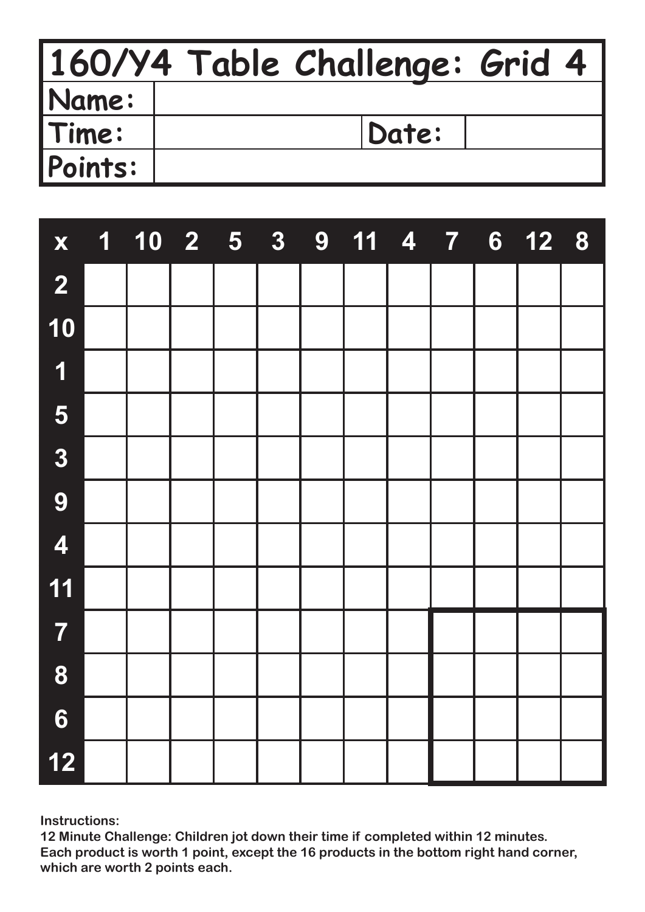# 160/Y4 Table Challenge: Grid 4

| Name: | | | |
|---|---|---|---|
| Time: | | Date: | |
| Points: | | | |

| x | 1 | 10 | 2 | 5 | 3 | 9 | 11 | 4 | 7 | 6 | 12 | 8 |
|---|---|---|---|---|---|---|---|---|---|---|---|---|
| 2 | | | | | | | | | | | | |
| 10 | | | | | | | | | | | | |
| 1 | | | | | | | | | | | | |
| 5 | | | | | | | | | | | | |
| 3 | | | | | | | | | | | | |
| 9 | | | | | | | | | | | | |
| 4 | | | | | | | | | | | | |
| 11 | | | | | | | | | | | | |
| 7 | | | | | | | | | | | | |
| 8 | | | | | | | | | | | | |
| 6 | | | | | | | | | | | | |
| 12 | | | | | | | | | | | | |

**Instructions:**
**12 Minute Challenge: Children jot down their time if completed within 12 minutes.**
**Each product is worth 1 point, except the 16 products in the bottom right hand corner, which are worth 2 points each.**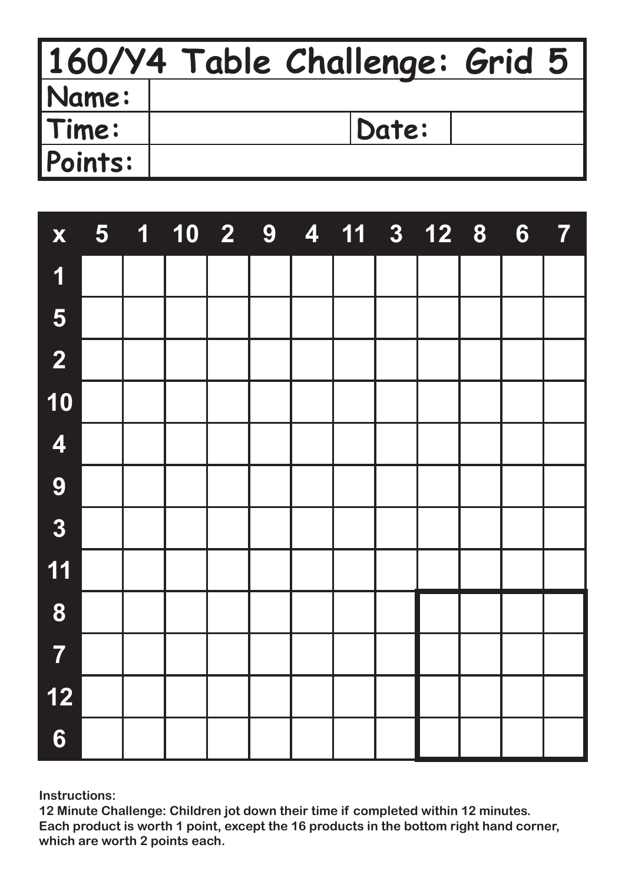# 160/Y4 Table Challenge: Grid 5

| Name: | | | |
|---|---|---|---|
| Time: | | Date: | |
| Points: | | | |

| x | 5 | 1 | 10 | 2 | 9 | 4 | 11 | 3 | 12 | 8 | 6 | 7 |
|---|---|---|---|---|---|---|---|---|---|---|---|---|
| 1 | | | | | | | | | | | | |
| 5 | | | | | | | | | | | | |
| 2 | | | | | | | | | | | | |
| 10 | | | | | | | | | | | | |
| 4 | | | | | | | | | | | | |
| 9 | | | | | | | | | | | | |
| 3 | | | | | | | | | | | | |
| 11 | | | | | | | | | | | | |
| 8 | | | | | | | | | | | | |
| 7 | | | | | | | | | | | | |
| 12 | | | | | | | | | | | | |
| 6 | | | | | | | | | | | | |

**Instructions:**
**12 Minute Challenge: Children jot down their time if completed within 12 minutes.**
**Each product is worth 1 point, except the 16 products in the bottom right hand corner, which are worth 2 points each.**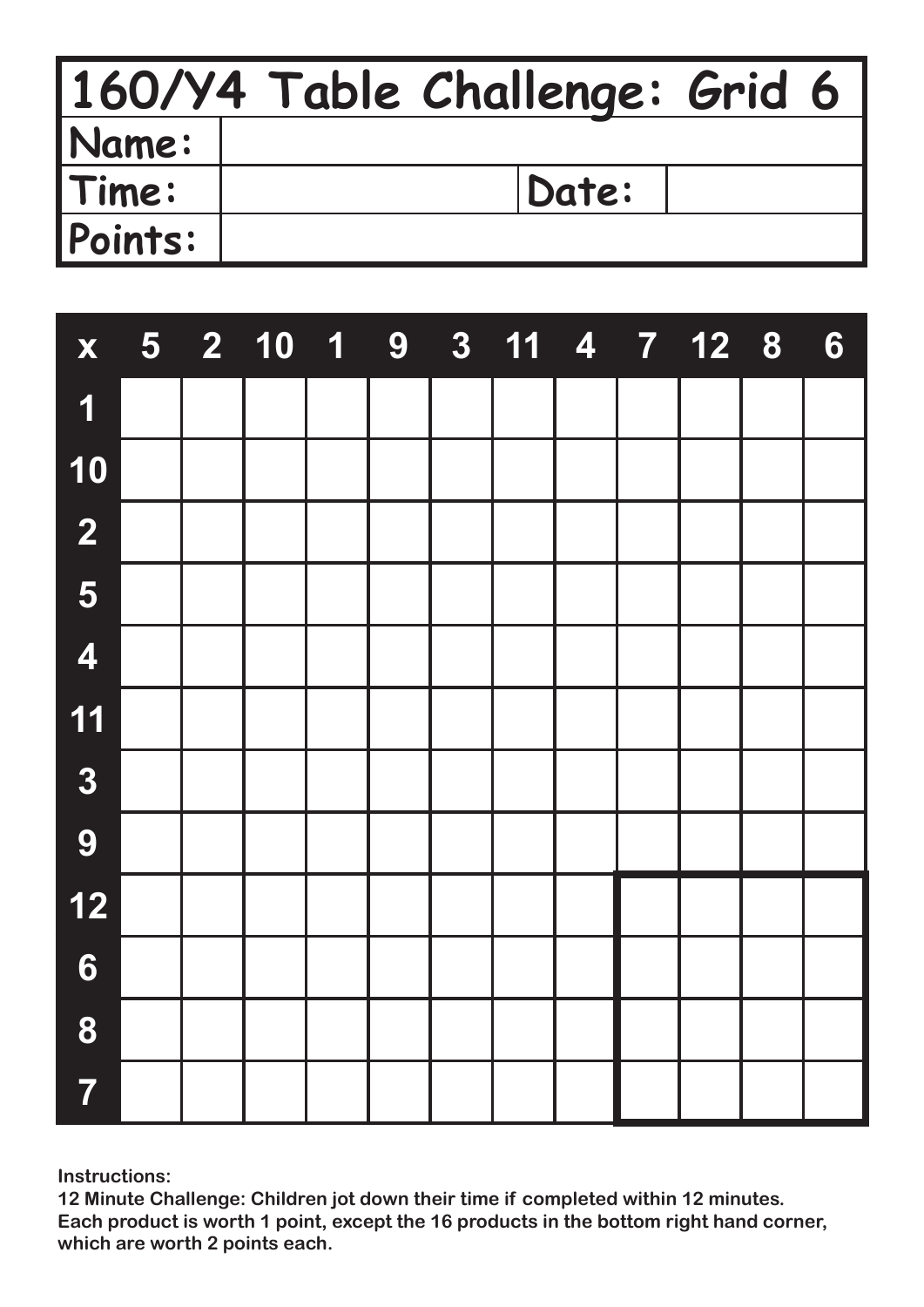# 160/Y4 Table Challenge: Grid 6

| Name: | | | |
|---|---|---|---|
| Time: | | Date: | |
| Points: | | | |

| x | 5 | 2 | 10 | 1 | 9 | 3 | 11 | 4 | 7 | 12 | 8 | 6 |
|---|---|---|---|---|---|---|---|---|---|---|---|---|
| 1 | | | | | | | | | | | | |
| 10 | | | | | | | | | | | | |
| 2 | | | | | | | | | | | | |
| 5 | | | | | | | | | | | | |
| 4 | | | | | | | | | | | | |
| 11 | | | | | | | | | | | | |
| 3 | | | | | | | | | | | | |
| 9 | | | | | | | | | | | | |
| 12 | | | | | | | | | | | | |
| 6 | | | | | | | | | | | | |
| 8 | | | | | | | | | | | | |
| 7 | | | | | | | | | | | | |

**Instructions:**
**12 Minute Challenge: Children jot down their time if completed within 12 minutes.**
**Each product is worth 1 point, except the 16 products in the bottom right hand corner, which are worth 2 points each.**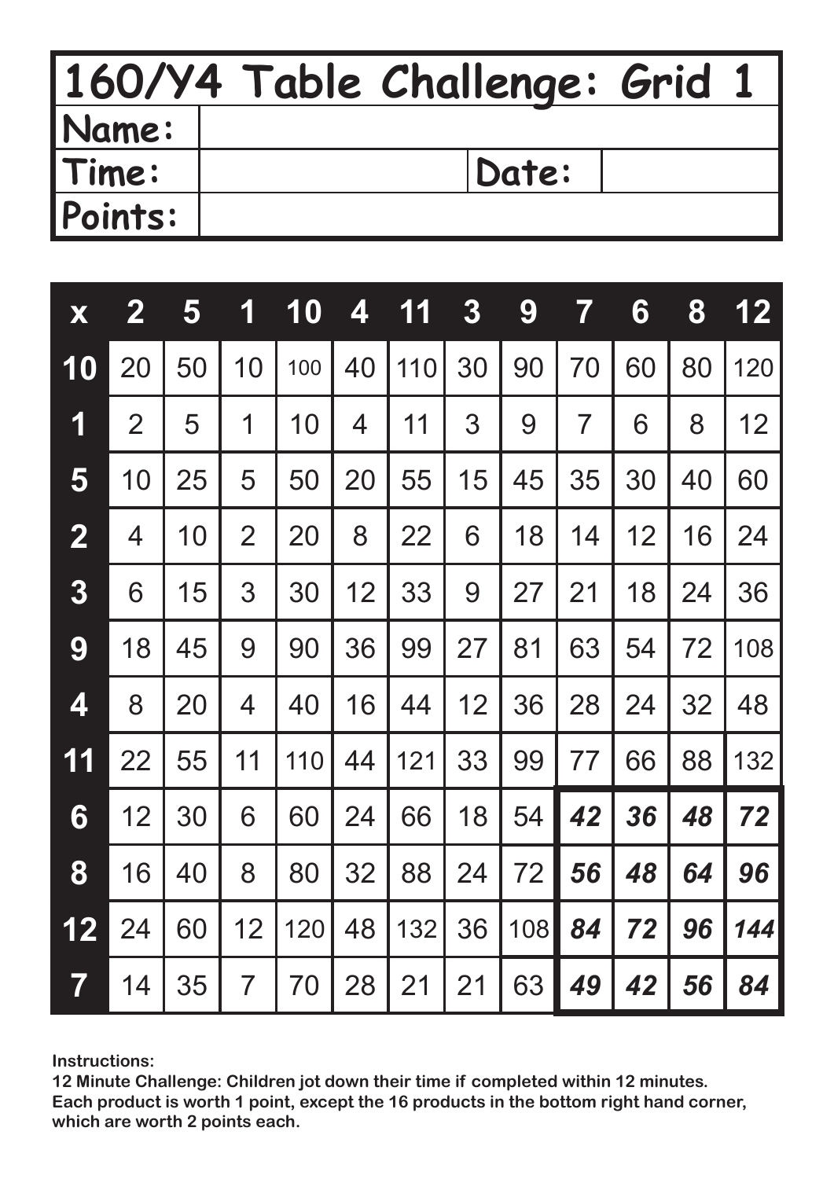# 160/Y4 Table Challenge: Grid 1

| **Name:** | | | |
|---|---|---|---|
| **Time:** | | **Date:** | |
| **Points:** | | | |

| x | 2 | 5 | 1 | 10 | 4 | 11 | 3 | 9 | 7 | 6 | 8 | 12 |
|---|---|---|---|---|---|---|---|---|---|---|---|---|
| **10** | 20 | 50 | 10 | 100 | 40 | 110 | 30 | 90 | 70 | 60 | 80 | 120 |
| **1** | 2 | 5 | 1 | 10 | 4 | 11 | 3 | 9 | 7 | 6 | 8 | 12 |
| **5** | 10 | 25 | 5 | 50 | 20 | 55 | 15 | 45 | 35 | 30 | 40 | 60 |
| **2** | 4 | 10 | 2 | 20 | 8 | 22 | 6 | 18 | 14 | 12 | 16 | 24 |
| **3** | 6 | 15 | 3 | 30 | 12 | 33 | 9 | 27 | 21 | 18 | 24 | 36 |
| **9** | 18 | 45 | 9 | 90 | 36 | 99 | 27 | 81 | 63 | 54 | 72 | 108 |
| **4** | 8 | 20 | 4 | 40 | 16 | 44 | 12 | 36 | 28 | 24 | 32 | 48 |
| **11** | 22 | 55 | 11 | 110 | 44 | 121 | 33 | 99 | 77 | 66 | 88 | 132 |
| **6** | 12 | 30 | 6 | 60 | 24 | 66 | 18 | 54 | ***42*** | ***36*** | ***48*** | ***72*** |
| **8** | 16 | 40 | 8 | 80 | 32 | 88 | 24 | 72 | ***56*** | ***48*** | ***64*** | ***96*** |
| **12** | 24 | 60 | 12 | 120 | 48 | 132 | 36 | 108 | ***84*** | ***72*** | ***96*** | ***144*** |
| **7** | 14 | 35 | 7 | 70 | 28 | 21 | 21 | 63 | ***49*** | ***42*** | ***56*** | ***84*** |

**Instructions:**
**12 Minute Challenge: Children jot down their time if completed within 12 minutes.**
**Each product is worth 1 point, except the 16 products in the bottom right hand corner, which are worth 2 points each.**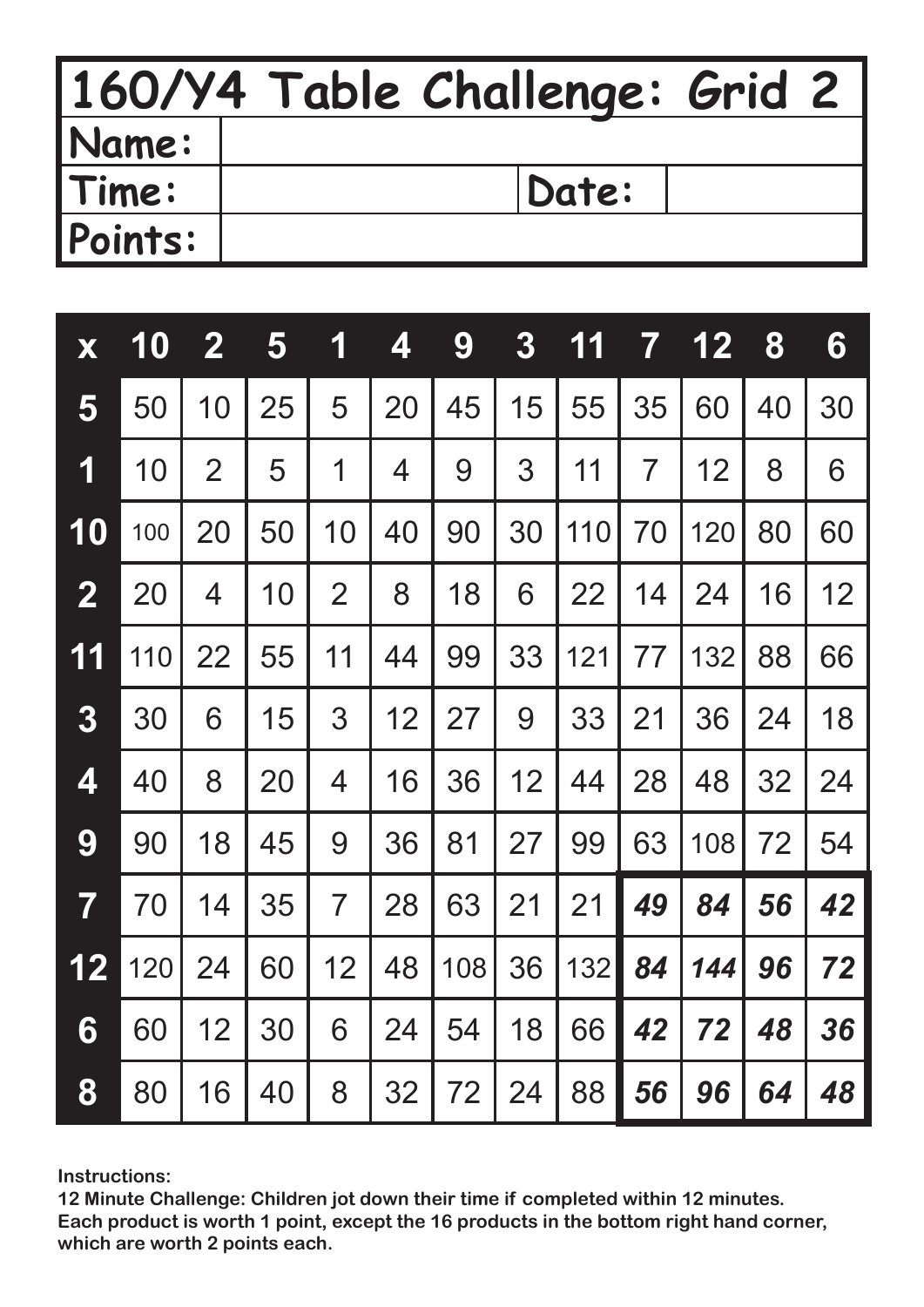# 160/Y4 Table Challenge: Grid 2

| Name: | | | |
|---|---|---|---|
| Time: | | Date: | |
| Points: | | | |

| x | 10 | 2 | 5 | 1 | 4 | 9 | 3 | 11 | 7 | 12 | 8 | 6 |
|---|---|---|---|---|---|---|---|---|---|---|---|---|
| **5** | 50 | 10 | 25 | 5 | 20 | 45 | 15 | 55 | 35 | 60 | 40 | 30 |
| **1** | 10 | 2 | 5 | 1 | 4 | 9 | 3 | 11 | 7 | 12 | 8 | 6 |
| **10** | 100 | 20 | 50 | 10 | 40 | 90 | 30 | 110 | 70 | 120 | 80 | 60 |
| **2** | 20 | 4 | 10 | 2 | 8 | 18 | 6 | 22 | 14 | 24 | 16 | 12 |
| **11** | 110 | 22 | 55 | 11 | 44 | 99 | 33 | 121 | 77 | 132 | 88 | 66 |
| **3** | 30 | 6 | 15 | 3 | 12 | 27 | 9 | 33 | 21 | 36 | 24 | 18 |
| **4** | 40 | 8 | 20 | 4 | 16 | 36 | 12 | 44 | 28 | 48 | 32 | 24 |
| **9** | 90 | 18 | 45 | 9 | 36 | 81 | 27 | 99 | 63 | 108 | 72 | 54 |
| **7** | 70 | 14 | 35 | 7 | 28 | 63 | 21 | 21 | ***49*** | ***84*** | ***56*** | ***42*** |
| **12** | 120 | 24 | 60 | 12 | 48 | 108 | 36 | 132 | ***84*** | ***144*** | ***96*** | ***72*** |
| **6** | 60 | 12 | 30 | 6 | 24 | 54 | 18 | 66 | ***42*** | ***72*** | ***48*** | ***36*** |
| **8** | 80 | 16 | 40 | 8 | 32 | 72 | 24 | 88 | ***56*** | ***96*** | ***64*** | ***48*** |

**Instructions:**
**12 Minute Challenge: Children jot down their time if completed within 12 minutes.**
**Each product is worth 1 point, except the 16 products in the bottom right hand corner, which are worth 2 points each.**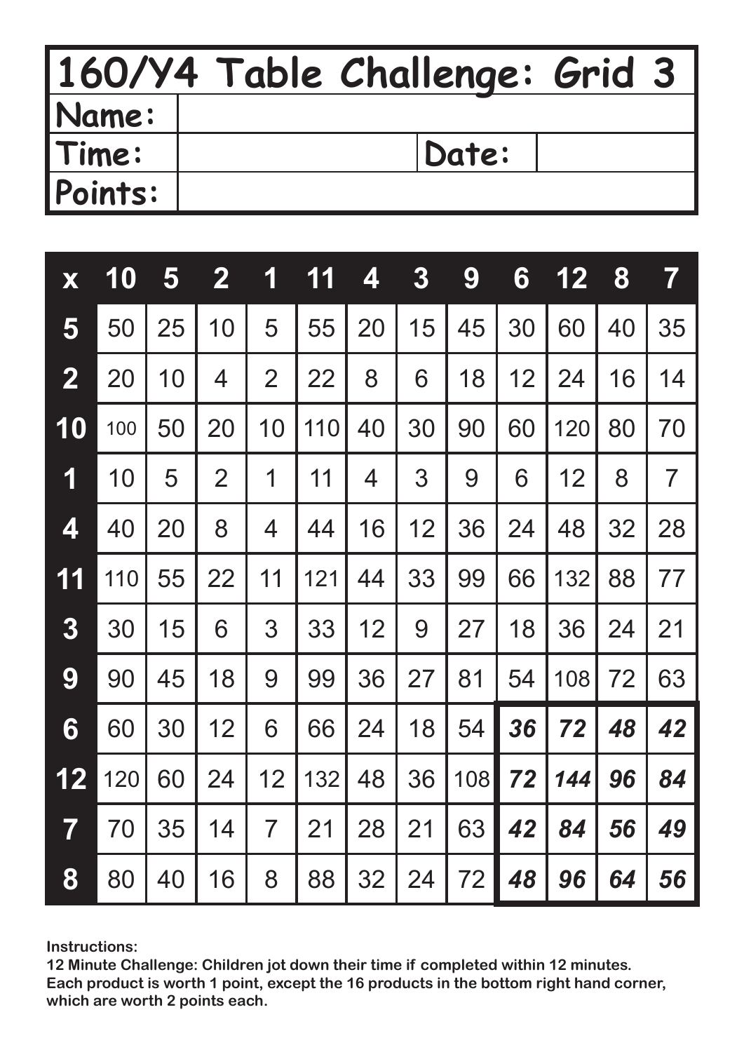# 160/Y4 Table Challenge: Grid 3

| | | | |
|---|---|---|---|
| **Name:** | | | |
| **Time:** | | **Date:** | |
| **Points:** | | | |

| x | 10 | 5 | 2 | 1 | 11 | 4 | 3 | 9 | 6 | 12 | 8 | 7 |
|---|---|---|---|---|---|---|---|---|---|---|---|---|
| **5** | 50 | 25 | 10 | 5 | 55 | 20 | 15 | 45 | 30 | 60 | 40 | 35 |
| **2** | 20 | 10 | 4 | 2 | 22 | 8 | 6 | 18 | 12 | 24 | 16 | 14 |
| **10** | 100 | 50 | 20 | 10 | 110 | 40 | 30 | 90 | 60 | 120 | 80 | 70 |
| **1** | 10 | 5 | 2 | 1 | 11 | 4 | 3 | 9 | 6 | 12 | 8 | 7 |
| **4** | 40 | 20 | 8 | 4 | 44 | 16 | 12 | 36 | 24 | 48 | 32 | 28 |
| **11** | 110 | 55 | 22 | 11 | 121 | 44 | 33 | 99 | 66 | 132 | 88 | 77 |
| **3** | 30 | 15 | 6 | 3 | 33 | 12 | 9 | 27 | 18 | 36 | 24 | 21 |
| **9** | 90 | 45 | 18 | 9 | 99 | 36 | 27 | 81 | 54 | 108 | 72 | 63 |
| **6** | 60 | 30 | 12 | 6 | 66 | 24 | 18 | 54 | ***36*** | ***72*** | ***48*** | ***42*** |
| **12** | 120 | 60 | 24 | 12 | 132 | 48 | 36 | 108 | ***72*** | ***144*** | ***96*** | ***84*** |
| **7** | 70 | 35 | 14 | 7 | 21 | 28 | 21 | 63 | ***42*** | ***84*** | ***56*** | ***49*** |
| **8** | 80 | 40 | 16 | 8 | 88 | 32 | 24 | 72 | ***48*** | ***96*** | ***64*** | ***56*** |

**Instructions:**
**12 Minute Challenge: Children jot down their time if completed within 12 minutes.**
**Each product is worth 1 point, except the 16 products in the bottom right hand corner, which are worth 2 points each.**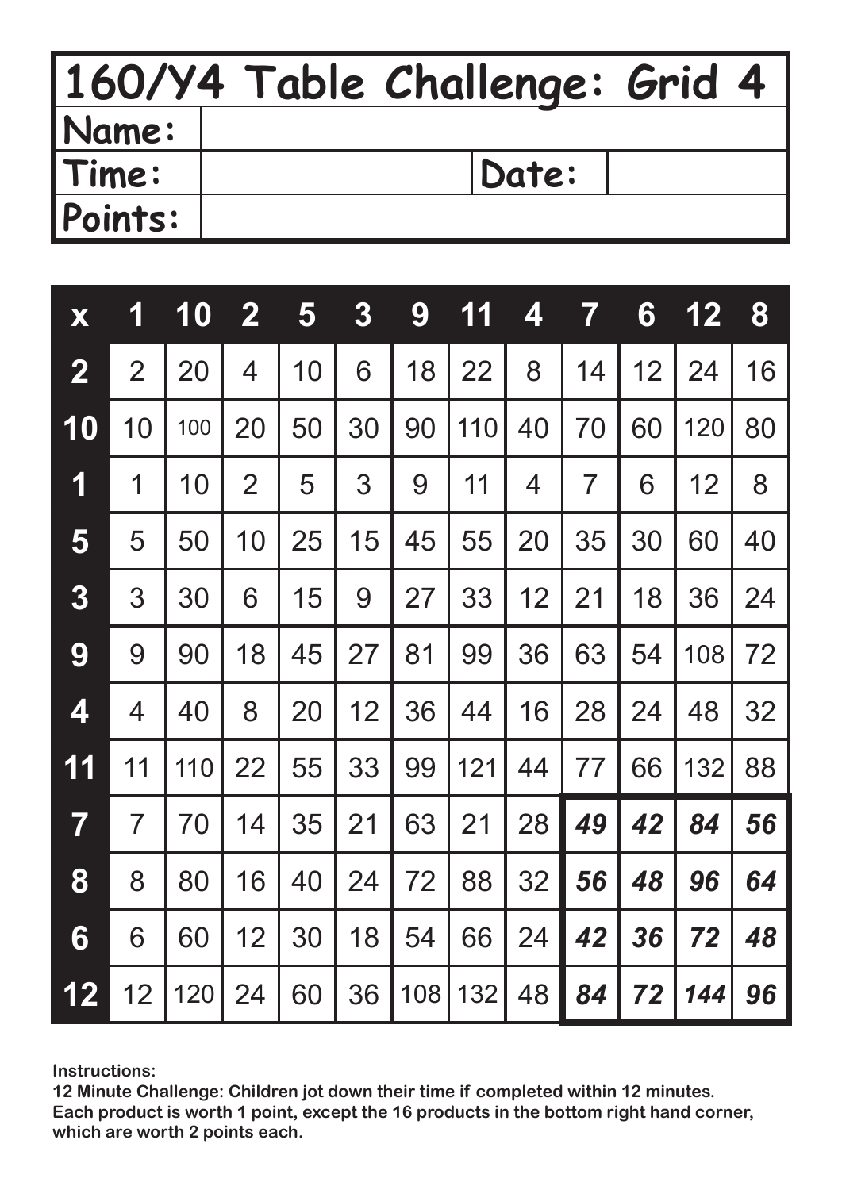# 160/Y4 Table Challenge: Grid 4

| Name: | | | |
|---|---|---|---|
| Time: | | Date: | |
| Points: | | | |

| x | 1 | 10 | 2 | 5 | 3 | 9 | 11 | 4 | 7 | 6 | 12 | 8 |
|---|---|---|---|---|---|---|---|---|---|---|---|---|
| **2** | 2 | 20 | 4 | 10 | 6 | 18 | 22 | 8 | 14 | 12 | 24 | 16 |
| **10** | 10 | 100 | 20 | 50 | 30 | 90 | 110 | 40 | 70 | 60 | 120 | 80 |
| **1** | 1 | 10 | 2 | 5 | 3 | 9 | 11 | 4 | 7 | 6 | 12 | 8 |
| **5** | 5 | 50 | 10 | 25 | 15 | 45 | 55 | 20 | 35 | 30 | 60 | 40 |
| **3** | 3 | 30 | 6 | 15 | 9 | 27 | 33 | 12 | 21 | 18 | 36 | 24 |
| **9** | 9 | 90 | 18 | 45 | 27 | 81 | 99 | 36 | 63 | 54 | 108 | 72 |
| **4** | 4 | 40 | 8 | 20 | 12 | 36 | 44 | 16 | 28 | 24 | 48 | 32 |
| **11** | 11 | 110 | 22 | 55 | 33 | 99 | 121 | 44 | 77 | 66 | 132 | 88 |
| **7** | 7 | 70 | 14 | 35 | 21 | 63 | 21 | 28 | ***49*** | ***42*** | ***84*** | ***56*** |
| **8** | 8 | 80 | 16 | 40 | 24 | 72 | 88 | 32 | ***56*** | ***48*** | ***96*** | ***64*** |
| **6** | 6 | 60 | 12 | 30 | 18 | 54 | 66 | 24 | ***42*** | ***36*** | ***72*** | ***48*** |
| **12** | 12 | 120 | 24 | 60 | 36 | 108 | 132 | 48 | ***84*** | ***72*** | ***144*** | ***96*** |

**Instructions:**
**12 Minute Challenge: Children jot down their time if completed within 12 minutes.**
**Each product is worth 1 point, except the 16 products in the bottom right hand corner, which are worth 2 points each.**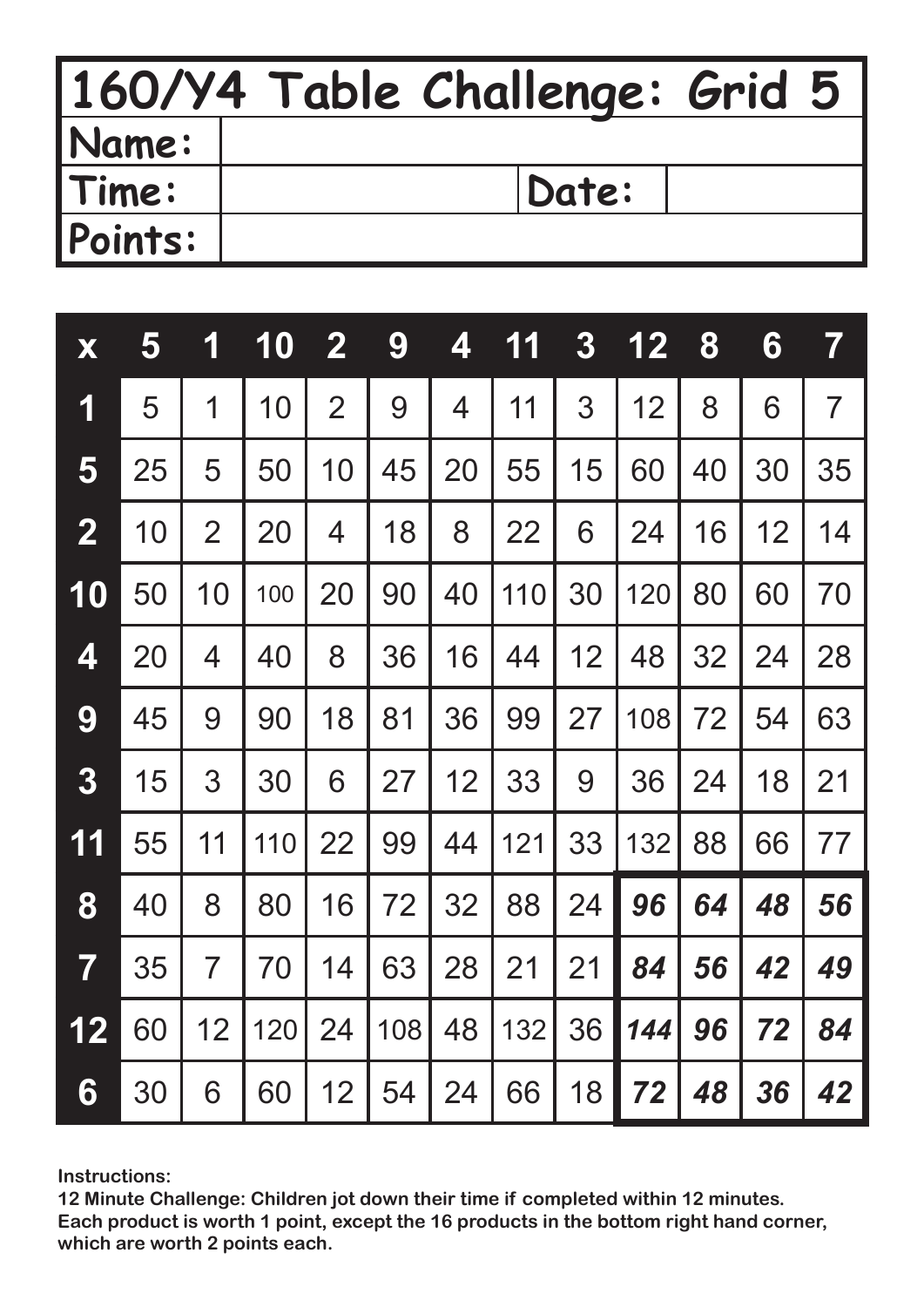# 160/Y4 Table Challenge: Grid 5

| Name: | | | |
|---|---|---|---|
| Time: | | Date: | |
| Points: | | | |

| x | 5 | 1 | 10 | 2 | 9 | 4 | 11 | 3 | 12 | 8 | 6 | 7 |
|---|---|---|---|---|---|---|---|---|---|---|---|---|
| 1 | 5 | 1 | 10 | 2 | 9 | 4 | 11 | 3 | 12 | 8 | 6 | 7 |
| 5 | 25 | 5 | 50 | 10 | 45 | 20 | 55 | 15 | 60 | 40 | 30 | 35 |
| 2 | 10 | 2 | 20 | 4 | 18 | 8 | 22 | 6 | 24 | 16 | 12 | 14 |
| 10 | 50 | 10 | 100 | 20 | 90 | 40 | 110 | 30 | 120 | 80 | 60 | 70 |
| 4 | 20 | 4 | 40 | 8 | 36 | 16 | 44 | 12 | 48 | 32 | 24 | 28 |
| 9 | 45 | 9 | 90 | 18 | 81 | 36 | 99 | 27 | 108 | 72 | 54 | 63 |
| 3 | 15 | 3 | 30 | 6 | 27 | 12 | 33 | 9 | 36 | 24 | 18 | 21 |
| 11 | 55 | 11 | 110 | 22 | 99 | 44 | 121 | 33 | 132 | 88 | 66 | 77 |
| 8 | 40 | 8 | 80 | 16 | 72 | 32 | 88 | 24 | ***96*** | ***64*** | ***48*** | ***56*** |
| 7 | 35 | 7 | 70 | 14 | 63 | 28 | 21 | 21 | ***84*** | ***56*** | ***42*** | ***49*** |
| 12 | 60 | 12 | 120 | 24 | 108 | 48 | 132 | 36 | ***144*** | ***96*** | ***72*** | ***84*** |
| 6 | 30 | 6 | 60 | 12 | 54 | 24 | 66 | 18 | ***72*** | ***48*** | ***36*** | ***42*** |

**Instructions:**
**12 Minute Challenge: Children jot down their time if completed within 12 minutes.**
**Each product is worth 1 point, except the 16 products in the bottom right hand corner, which are worth 2 points each.**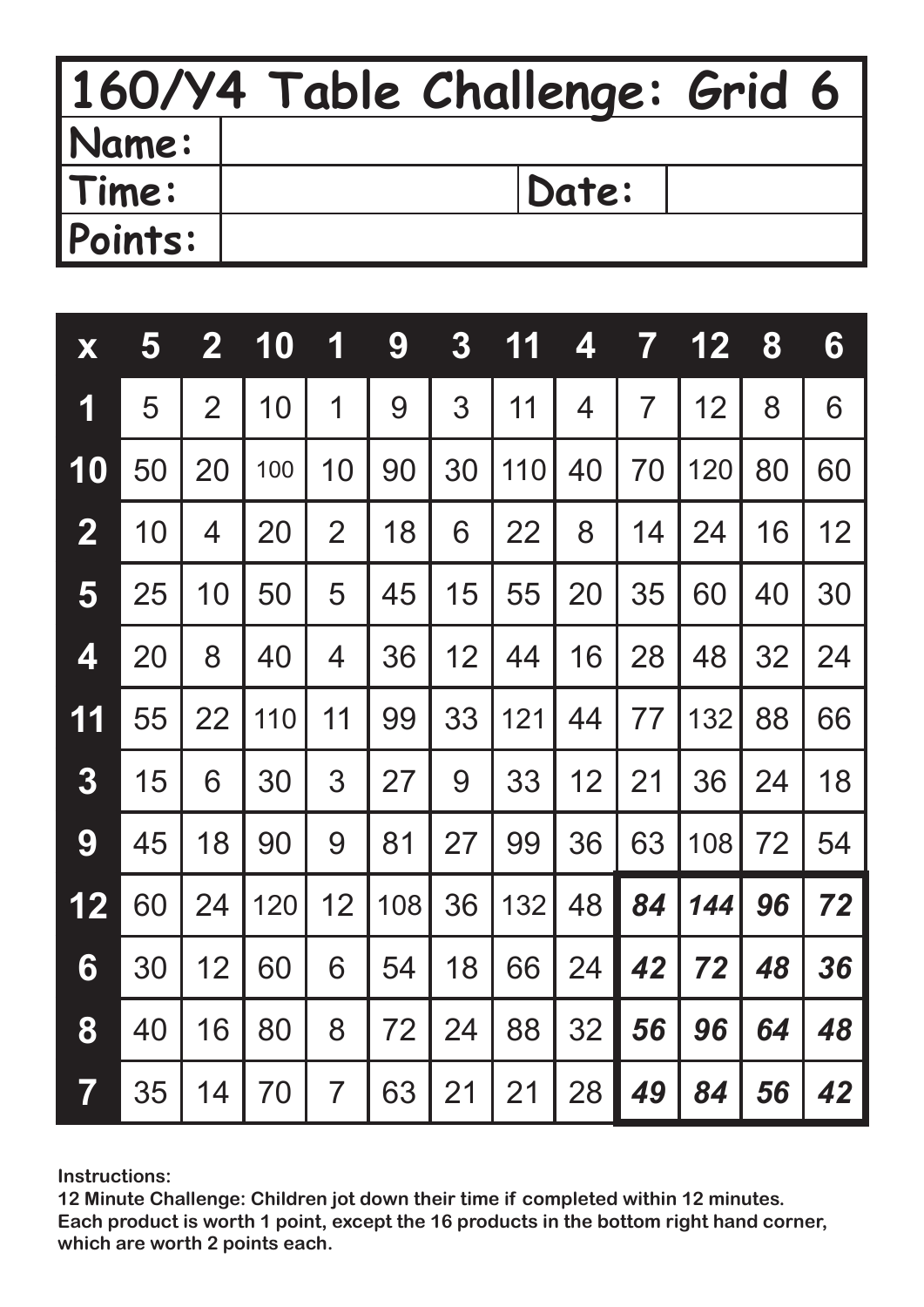# 160/Y4 Table Challenge: Grid 6

| Name: | | | |
|---|---|---|---|
| Time: | | Date: | |
| Points: | | | |

| x | 5 | 2 | 10 | 1 | 9 | 3 | 11 | 4 | 7 | 12 | 8 | 6 |
|---|---|---|---|---|---|---|---|---|---|---|---|---|
| 1 | 5 | 2 | 10 | 1 | 9 | 3 | 11 | 4 | 7 | 12 | 8 | 6 |
| 10 | 50 | 20 | 100 | 10 | 90 | 30 | 110 | 40 | 70 | 120 | 80 | 60 |
| 2 | 10 | 4 | 20 | 2 | 18 | 6 | 22 | 8 | 14 | 24 | 16 | 12 |
| 5 | 25 | 10 | 50 | 5 | 45 | 15 | 55 | 20 | 35 | 60 | 40 | 30 |
| 4 | 20 | 8 | 40 | 4 | 36 | 12 | 44 | 16 | 28 | 48 | 32 | 24 |
| 11 | 55 | 22 | 110 | 11 | 99 | 33 | 121 | 44 | 77 | 132 | 88 | 66 |
| 3 | 15 | 6 | 30 | 3 | 27 | 9 | 33 | 12 | 21 | 36 | 24 | 18 |
| 9 | 45 | 18 | 90 | 9 | 81 | 27 | 99 | 36 | 63 | 108 | 72 | 54 |
| 12 | 60 | 24 | 120 | 12 | 108 | 36 | 132 | 48 | ***84*** | ***144*** | ***96*** | ***72*** |
| 6 | 30 | 12 | 60 | 6 | 54 | 18 | 66 | 24 | ***42*** | ***72*** | ***48*** | ***36*** |
| 8 | 40 | 16 | 80 | 8 | 72 | 24 | 88 | 32 | ***56*** | ***96*** | ***64*** | ***48*** |
| 7 | 35 | 14 | 70 | 7 | 63 | 21 | 21 | 28 | ***49*** | ***84*** | ***56*** | ***42*** |

**Instructions:**
**12 Minute Challenge: Children jot down their time if completed within 12 minutes.**
**Each product is worth 1 point, except the 16 products in the bottom right hand corner, which are worth 2 points each.**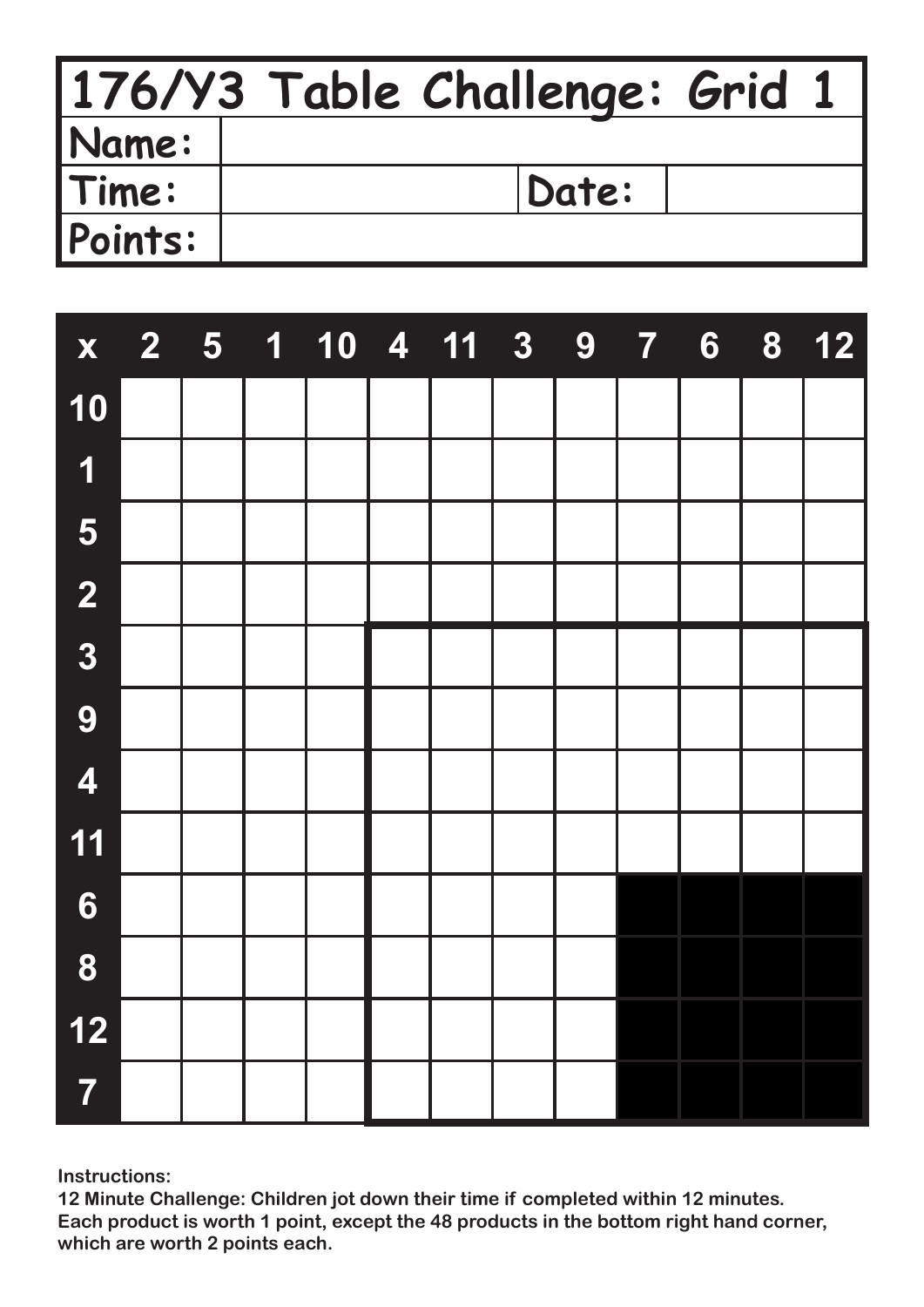# 176/Y3 Table Challenge: Grid 1

| Name: | | | |
|---|---|---|---|
| Time: | | Date: | |
| Points: | | | |

| x | 2 | 5 | 1 | 10 | 4 | 11 | 3 | 9 | 7 | 6 | 8 | 12 |
|---|---|---|---|---|---|---|---|---|---|---|---|---|
| 10 | | | | | | | | | | | | |
| 1 | | | | | | | | | | | | |
| 5 | | | | | | | | | | | | |
| 2 | | | | | | | | | | | | |
| 3 | | | | | | | | | | | | |
| 9 | | | | | | | | | | | | |
| 4 | | | | | | | | | | | | |
| 11 | | | | | | | | | | | | |
| 6 | | | | | | | | | | | | |
| 8 | | | | | | | | | | | | |
| 12 | | | | | | | | | | | | |
| 7 | | | | | | | | | | | | |

**Instructions:**
**12 Minute Challenge: Children jot down their time if completed within 12 minutes.**
**Each product is worth 1 point, except the 48 products in the bottom right hand corner, which are worth 2 points each.**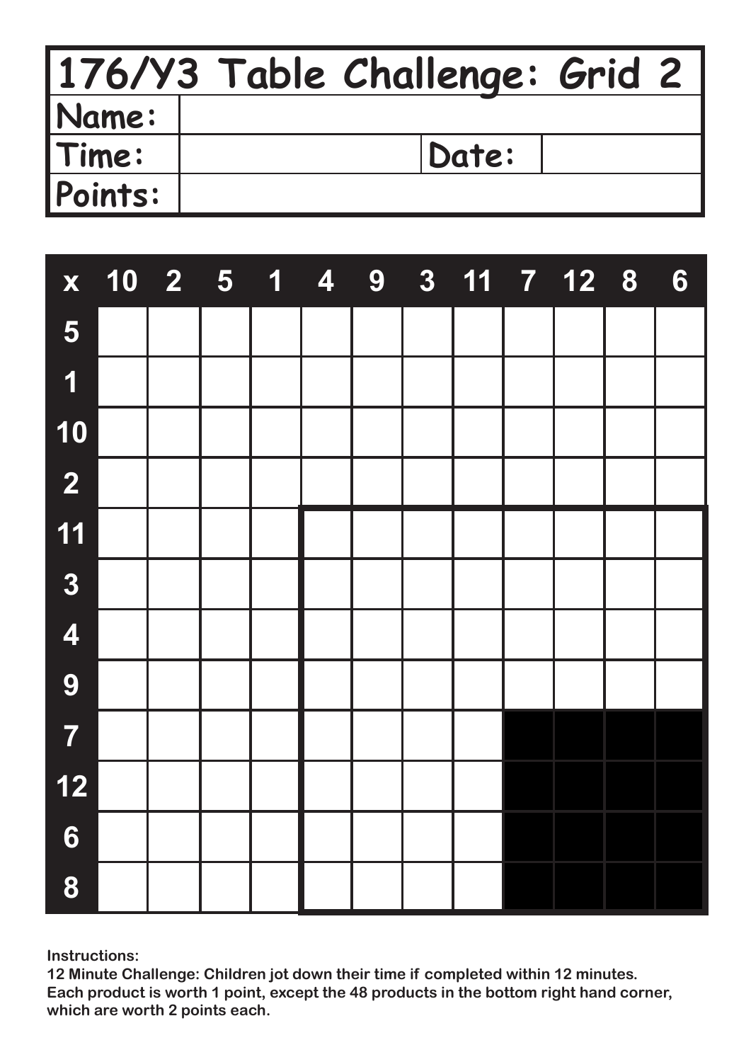# 176/Y3 Table Challenge: Grid 2

| Name: | | | |
|---|---|---|---|
| Time: | | Date: | |
| Points: | | | |

| x | 10 | 2 | 5 | 1 | 4 | 9 | 3 | 11 | 7 | 12 | 8 | 6 |
|---|---|---|---|---|---|---|---|---|---|---|---|---|
| 5 | | | | | | | | | | | | |
| 1 | | | | | | | | | | | | |
| 10 | | | | | | | | | | | | |
| 2 | | | | | | | | | | | | |
| 11 | | | | | | | | | | | | |
| 3 | | | | | | | | | | | | |
| 4 | | | | | | | | | | | | |
| 9 | | | | | | | | | | | | |
| 7 | | | | | | | | | | | | |
| 12 | | | | | | | | | | | | |
| 6 | | | | | | | | | | | | |
| 8 | | | | | | | | | | | | |

**Instructions:**
**12 Minute Challenge: Children jot down their time if completed within 12 minutes.**
**Each product is worth 1 point, except the 48 products in the bottom right hand corner, which are worth 2 points each.**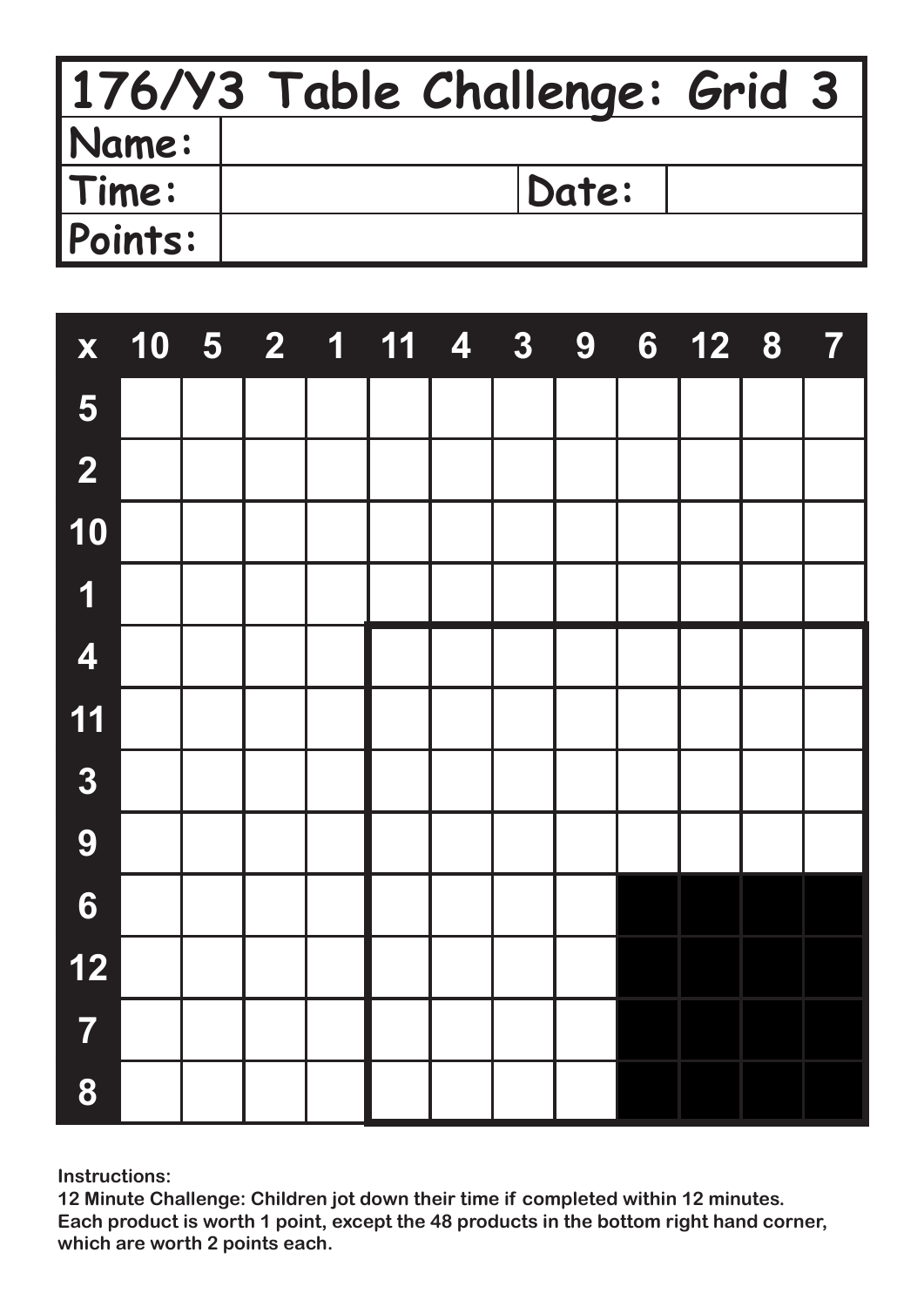# 176/Y3 Table Challenge: Grid 3

| Name: | | | |
|---|---|---|---|
| Time: | | Date: | |
| Points: | | | |

| x | 10 | 5 | 2 | 1 | 11 | 4 | 3 | 9 | 6 | 12 | 8 | 7 |
|---|---|---|---|---|---|---|---|---|---|---|---|---|
| 5 | | | | | | | | | | | | |
| 2 | | | | | | | | | | | | |
| 10 | | | | | | | | | | | | |
| 1 | | | | | | | | | | | | |
| 4 | | | | | | | | | | | | |
| 11 | | | | | | | | | | | | |
| 3 | | | | | | | | | | | | |
| 9 | | | | | | | | | | | | |
| 6 | | | | | | | | | | | | |
| 12 | | | | | | | | | | | | |
| 7 | | | | | | | | | | | | |
| 8 | | | | | | | | | | | | |

**Instructions:**
**12 Minute Challenge: Children jot down their time if completed within 12 minutes.**
**Each product is worth 1 point, except the 48 products in the bottom right hand corner, which are worth 2 points each.**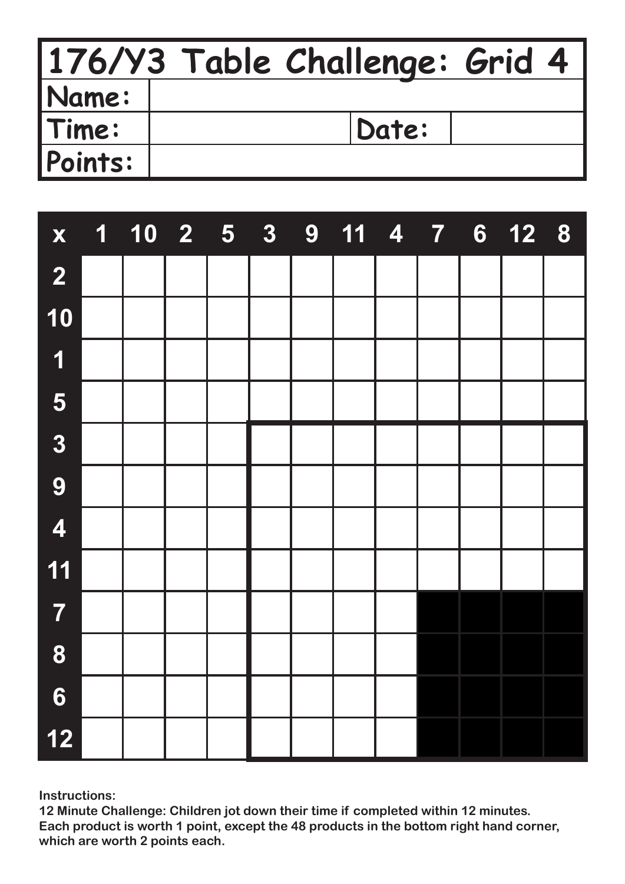# 176/Y3 Table Challenge: Grid 4

| Name: | | | |
|---|---|---|---|
| Time: | | Date: | |
| Points: | | | |

| x | 1 | 10 | 2 | 5 | 3 | 9 | 11 | 4 | 7 | 6 | 12 | 8 |
|---|---|---|---|---|---|---|---|---|---|---|---|---|
| 2 | | | | | | | | | | | | |
| 10 | | | | | | | | | | | | |
| 1 | | | | | | | | | | | | |
| 5 | | | | | | | | | | | | |
| 3 | | | | | | | | | | | | |
| 9 | | | | | | | | | | | | |
| 4 | | | | | | | | | | | | |
| 11 | | | | | | | | | | | | |
| 7 | | | | | | | | | | | | |
| 8 | | | | | | | | | | | | |
| 6 | | | | | | | | | | | | |
| 12 | | | | | | | | | | | | |

**Instructions:**
**12 Minute Challenge: Children jot down their time if completed within 12 minutes.**
**Each product is worth 1 point, except the 48 products in the bottom right hand corner, which are worth 2 points each.**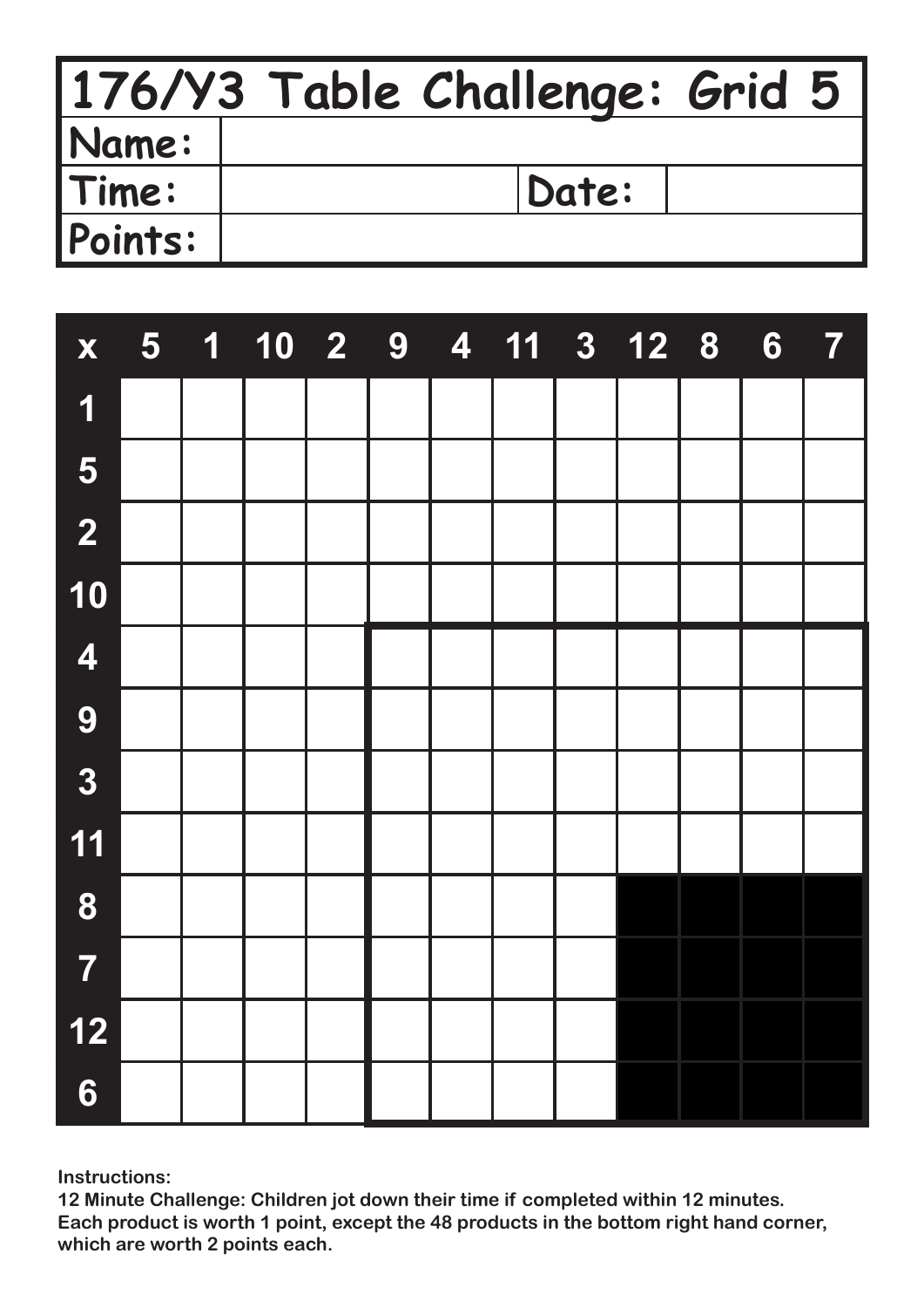# 176/Y3 Table Challenge: Grid 5

| Name: | | | |
|---|---|---|---|
| Time: | | Date: | |
| Points: | | | |

| x | 5 | 1 | 10 | 2 | 9 | 4 | 11 | 3 | 12 | 8 | 6 | 7 |
|---|---|---|---|---|---|---|---|---|---|---|---|---|
| 1 | | | | | | | | | | | | |
| 5 | | | | | | | | | | | | |
| 2 | | | | | | | | | | | | |
| 10 | | | | | | | | | | | | |
| 4 | | | | | | | | | | | | |
| 9 | | | | | | | | | | | | |
| 3 | | | | | | | | | | | | |
| 11 | | | | | | | | | | | | |
| 8 | | | | | | | | | | | | |
| 7 | | | | | | | | | | | | |
| 12 | | | | | | | | | | | | |
| 6 | | | | | | | | | | | | |

**Instructions:**
**12 Minute Challenge: Children jot down their time if completed within 12 minutes.**
**Each product is worth 1 point, except the 48 products in the bottom right hand corner, which are worth 2 points each.**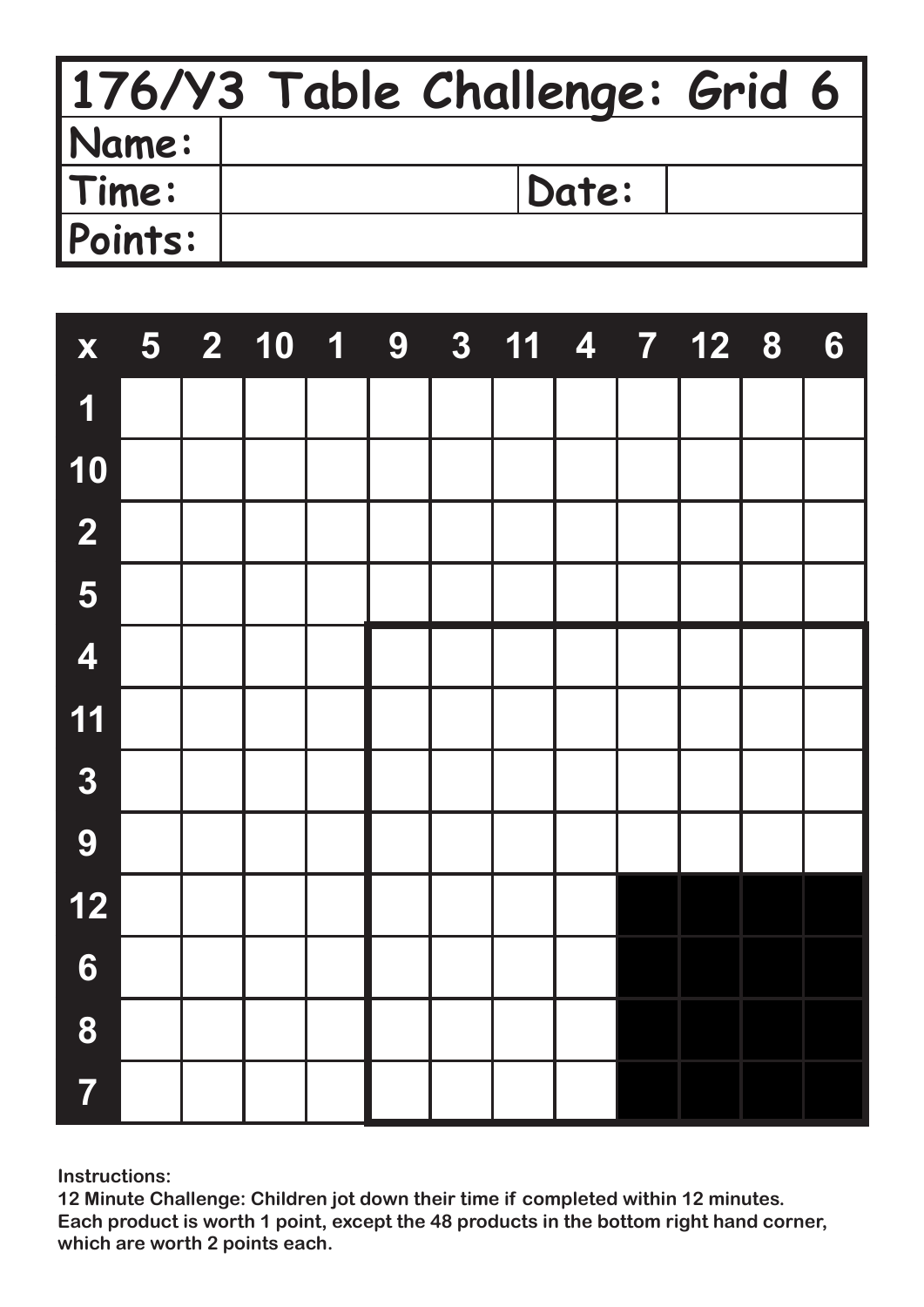# 176/Y3 Table Challenge: Grid 6

| Name: | | | |
|---|---|---|---|
| Time: | | Date: | |
| Points: | | | |

| x | 5 | 2 | 10 | 1 | 9 | 3 | 11 | 4 | 7 | 12 | 8 | 6 |
|---|---|---|---|---|---|---|---|---|---|---|---|---|
| 1 | | | | | | | | | | | | |
| 10 | | | | | | | | | | | | |
| 2 | | | | | | | | | | | | |
| 5 | | | | | | | | | | | | |
| 4 | | | | | | | | | | | | |
| 11 | | | | | | | | | | | | |
| 3 | | | | | | | | | | | | |
| 9 | | | | | | | | | | | | |
| 12 | | | | | | | | | | | | |
| 6 | | | | | | | | | | | | |
| 8 | | | | | | | | | | | | |
| 7 | | | | | | | | | | | | |

**Instructions:**
**12 Minute Challenge: Children jot down their time if completed within 12 minutes.**
**Each product is worth 1 point, except the 48 products in the bottom right hand corner, which are worth 2 points each.**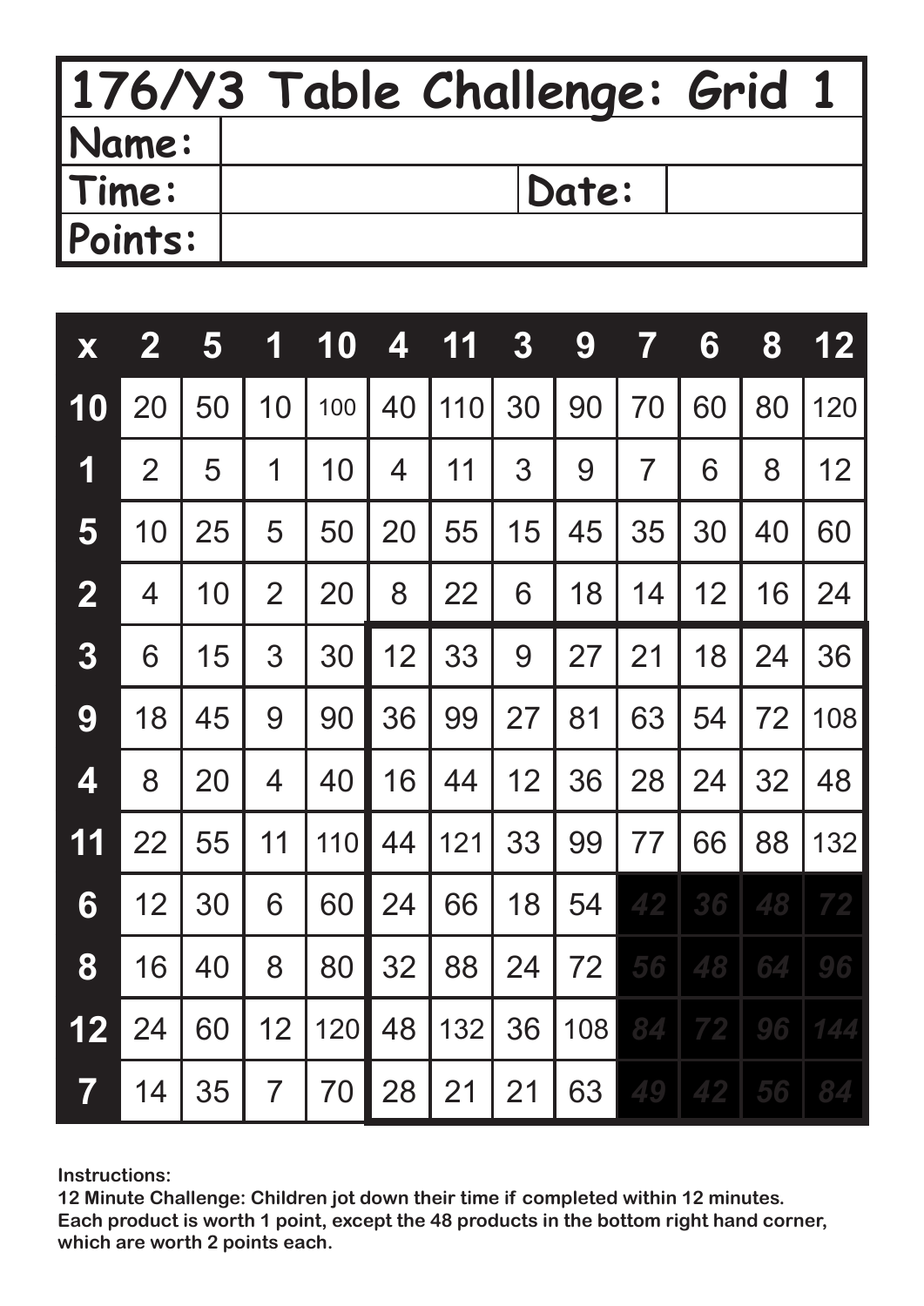# 176/Y3 Table Challenge: Grid 1

| Name: | | | |
|---|---|---|---|
| Time: | | Date: | |
| Points: | | | |

| x | 2 | 5 | 1 | 10 | 4 | 11 | 3 | 9 | 7 | 6 | 8 | 12 |
|---|---|---|---|---|---|---|---|---|---|---|---|---|
| 10 | 20 | 50 | 10 | 100 | 40 | 110 | 30 | 90 | 70 | 60 | 80 | 120 |
| 1 | 2 | 5 | 1 | 10 | 4 | 11 | 3 | 9 | 7 | 6 | 8 | 12 |
| 5 | 10 | 25 | 5 | 50 | 20 | 55 | 15 | 45 | 35 | 30 | 40 | 60 |
| 2 | 4 | 10 | 2 | 20 | 8 | 22 | 6 | 18 | 14 | 12 | 16 | 24 |
| 3 | 6 | 15 | 3 | 30 | 12 | 33 | 9 | 27 | 21 | 18 | 24 | 36 |
| 9 | 18 | 45 | 9 | 90 | 36 | 99 | 27 | 81 | 63 | 54 | 72 | 108 |
| 4 | 8 | 20 | 4 | 40 | 16 | 44 | 12 | 36 | 28 | 24 | 32 | 48 |
| 11 | 22 | 55 | 11 | 110 | 44 | 121 | 33 | 99 | 77 | 66 | 88 | 132 |
| 6 | 12 | 30 | 6 | 60 | 24 | 66 | 18 | 54 | 42 | 36 | 48 | 72 |
| 8 | 16 | 40 | 8 | 80 | 32 | 88 | 24 | 72 | 56 | 48 | 64 | 96 |
| 12 | 24 | 60 | 12 | 120 | 48 | 132 | 36 | 108 | 84 | 72 | 96 | 144 |
| 7 | 14 | 35 | 7 | 70 | 28 | 21 | 21 | 63 | 49 | 42 | 56 | 84 |

**Instructions:**
**12 Minute Challenge: Children jot down their time if completed within 12 minutes.**
**Each product is worth 1 point, except the 48 products in the bottom right hand corner, which are worth 2 points each.**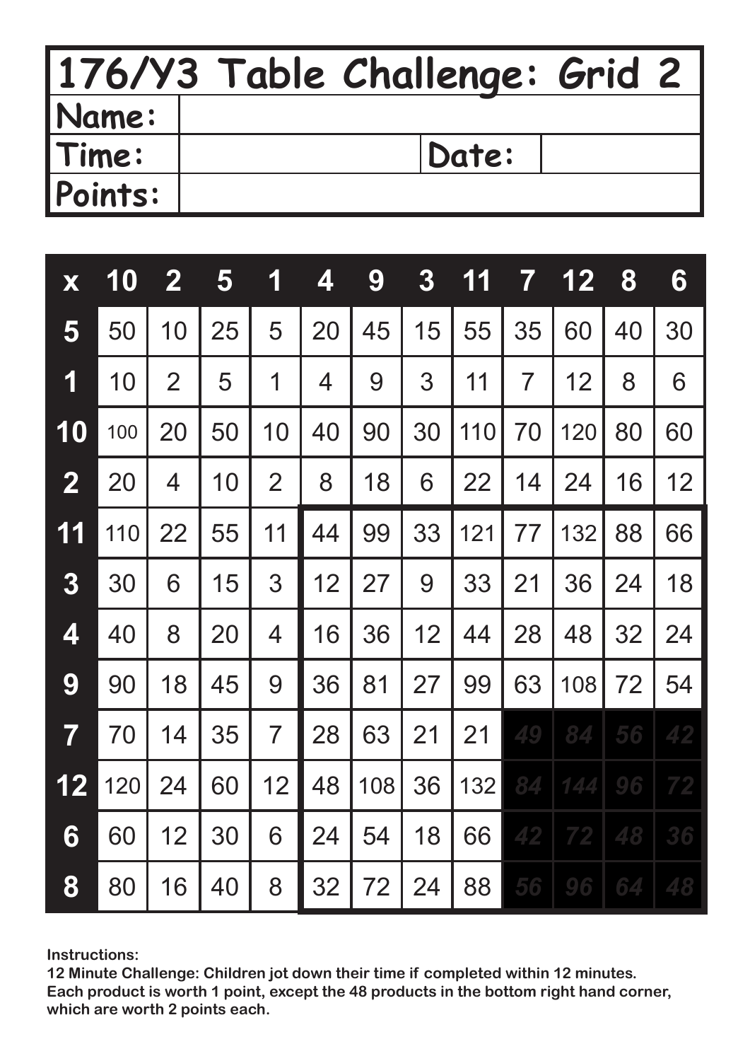# 176/Y3 Table Challenge: Grid 2

| Name: | | | |
|---|---|---|---|
| Time: | | Date: | |
| Points: | | | |

| x | 10 | 2 | 5 | 1 | 4 | 9 | 3 | 11 | 7 | 12 | 8 | 6 |
|---|---|---|---|---|---|---|---|---|---|---|---|---|
| 5 | 50 | 10 | 25 | 5 | 20 | 45 | 15 | 55 | 35 | 60 | 40 | 30 |
| 1 | 10 | 2 | 5 | 1 | 4 | 9 | 3 | 11 | 7 | 12 | 8 | 6 |
| 10 | 100 | 20 | 50 | 10 | 40 | 90 | 30 | 110 | 70 | 120 | 80 | 60 |
| 2 | 20 | 4 | 10 | 2 | 8 | 18 | 6 | 22 | 14 | 24 | 16 | 12 |
| 11 | 110 | 22 | 55 | 11 | 44 | 99 | 33 | 121 | 77 | 132 | 88 | 66 |
| 3 | 30 | 6 | 15 | 3 | 12 | 27 | 9 | 33 | 21 | 36 | 24 | 18 |
| 4 | 40 | 8 | 20 | 4 | 16 | 36 | 12 | 44 | 28 | 48 | 32 | 24 |
| 9 | 90 | 18 | 45 | 9 | 36 | 81 | 27 | 99 | 63 | 108 | 72 | 54 |
| 7 | 70 | 14 | 35 | 7 | 28 | 63 | 21 | 21 | 49 | 84 | 56 | 42 |
| 12 | 120 | 24 | 60 | 12 | 48 | 108 | 36 | 132 | 84 | 144 | 96 | 72 |
| 6 | 60 | 12 | 30 | 6 | 24 | 54 | 18 | 66 | 42 | 72 | 48 | 36 |
| 8 | 80 | 16 | 40 | 8 | 32 | 72 | 24 | 88 | 56 | 96 | 64 | 48 |

**Instructions:**
**12 Minute Challenge: Children jot down their time if completed within 12 minutes.**
**Each product is worth 1 point, except the 48 products in the bottom right hand corner, which are worth 2 points each.**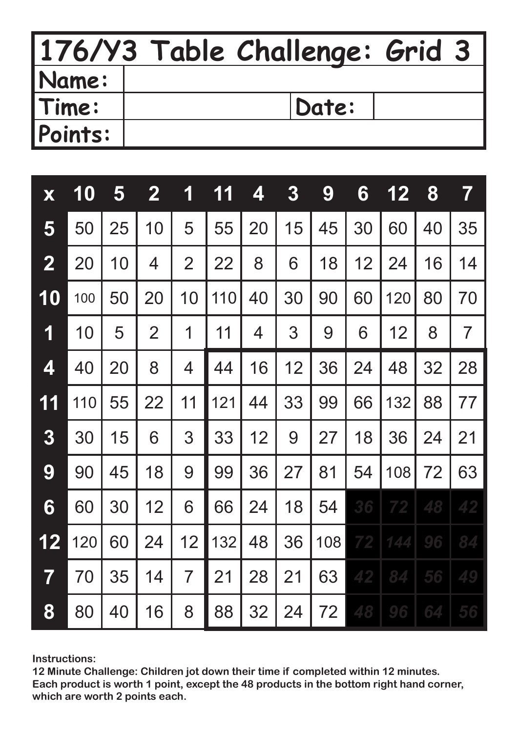# 176/Y3 Table Challenge: Grid 3

| Name: | | | |
|---|---|---|---|
| Time: | | Date: | |
| Points: | | | |

| x | 10 | 5 | 2 | 1 | 11 | 4 | 3 | 9 | 6 | 12 | 8 | 7 |
|---|---|---|---|---|---|---|---|---|---|---|---|---|
| 5 | 50 | 25 | 10 | 5 | 55 | 20 | 15 | 45 | 30 | 60 | 40 | 35 |
| 2 | 20 | 10 | 4 | 2 | 22 | 8 | 6 | 18 | 12 | 24 | 16 | 14 |
| 10 | 100 | 50 | 20 | 10 | 110 | 40 | 30 | 90 | 60 | 120 | 80 | 70 |
| 1 | 10 | 5 | 2 | 1 | 11 | 4 | 3 | 9 | 6 | 12 | 8 | 7 |
| 4 | 40 | 20 | 8 | 4 | 44 | 16 | 12 | 36 | 24 | 48 | 32 | 28 |
| 11 | 110 | 55 | 22 | 11 | 121 | 44 | 33 | 99 | 66 | 132 | 88 | 77 |
| 3 | 30 | 15 | 6 | 3 | 33 | 12 | 9 | 27 | 18 | 36 | 24 | 21 |
| 9 | 90 | 45 | 18 | 9 | 99 | 36 | 27 | 81 | 54 | 108 | 72 | 63 |
| 6 | 60 | 30 | 12 | 6 | 66 | 24 | 18 | 54 | 36 | 72 | 48 | 42 |
| 12 | 120 | 60 | 24 | 12 | 132 | 48 | 36 | 108 | 72 | 144 | 96 | 84 |
| 7 | 70 | 35 | 14 | 7 | 21 | 28 | 21 | 63 | 42 | 84 | 56 | 49 |
| 8 | 80 | 40 | 16 | 8 | 88 | 32 | 24 | 72 | 48 | 96 | 64 | 56 |

**Instructions:**
**12 Minute Challenge: Children jot down their time if completed within 12 minutes.**
**Each product is worth 1 point, except the 48 products in the bottom right hand corner, which are worth 2 points each.**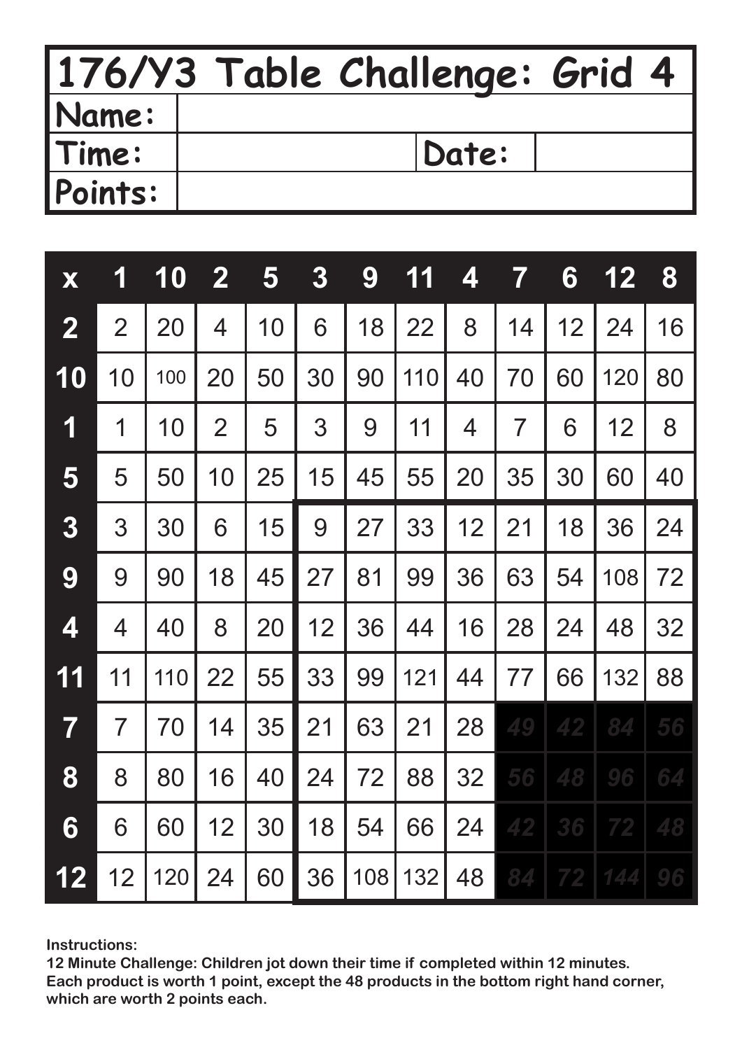# 176/Y3 Table Challenge: Grid 4

| Name: | | | |
|---|---|---|---|
| Time: | | Date: | |
| Points: | | | |

| x | 1 | 10 | 2 | 5 | 3 | 9 | 11 | 4 | 7 | 6 | 12 | 8 |
|---|---|---|---|---|---|---|---|---|---|---|---|---|
| 2 | 2 | 20 | 4 | 10 | 6 | 18 | 22 | 8 | 14 | 12 | 24 | 16 |
| 10 | 10 | 100 | 20 | 50 | 30 | 90 | 110 | 40 | 70 | 60 | 120 | 80 |
| 1 | 1 | 10 | 2 | 5 | 3 | 9 | 11 | 4 | 7 | 6 | 12 | 8 |
| 5 | 5 | 50 | 10 | 25 | 15 | 45 | 55 | 20 | 35 | 30 | 60 | 40 |
| 3 | 3 | 30 | 6 | 15 | 9 | 27 | 33 | 12 | 21 | 18 | 36 | 24 |
| 9 | 9 | 90 | 18 | 45 | 27 | 81 | 99 | 36 | 63 | 54 | 108 | 72 |
| 4 | 4 | 40 | 8 | 20 | 12 | 36 | 44 | 16 | 28 | 24 | 48 | 32 |
| 11 | 11 | 110 | 22 | 55 | 33 | 99 | 121 | 44 | 77 | 66 | 132 | 88 |
| 7 | 7 | 70 | 14 | 35 | 21 | 63 | 21 | 28 | 49 | 42 | 84 | 56 |
| 8 | 8 | 80 | 16 | 40 | 24 | 72 | 88 | 32 | 56 | 48 | 96 | 64 |
| 6 | 6 | 60 | 12 | 30 | 18 | 54 | 66 | 24 | 42 | 36 | 72 | 48 |
| 12 | 12 | 120 | 24 | 60 | 36 | 108 | 132 | 48 | 84 | 72 | 144 | 96 |

**Instructions:**
**12 Minute Challenge: Children jot down their time if completed within 12 minutes.**
**Each product is worth 1 point, except the 48 products in the bottom right hand corner, which are worth 2 points each.**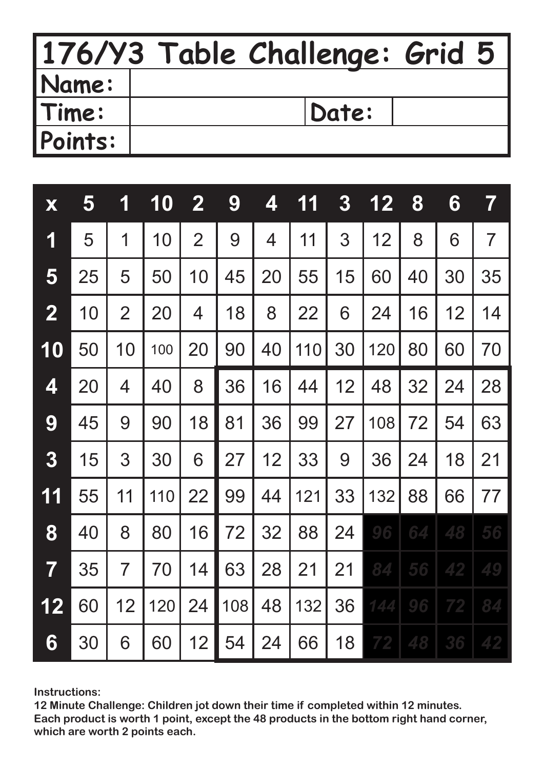# 176/Y3 Table Challenge: Grid 5

| Name: | | | |
|---|---|---|---|
| Time: | | Date: | |
| Points: | | | |

| x | 5 | 1 | 10 | 2 | 9 | 4 | 11 | 3 | 12 | 8 | 6 | 7 |
|---|---|---|---|---|---|---|---|---|---|---|---|---|
| 1 | 5 | 1 | 10 | 2 | 9 | 4 | 11 | 3 | 12 | 8 | 6 | 7 |
| 5 | 25 | 5 | 50 | 10 | 45 | 20 | 55 | 15 | 60 | 40 | 30 | 35 |
| 2 | 10 | 2 | 20 | 4 | 18 | 8 | 22 | 6 | 24 | 16 | 12 | 14 |
| 10 | 50 | 10 | 100 | 20 | 90 | 40 | 110 | 30 | 120 | 80 | 60 | 70 |
| 4 | 20 | 4 | 40 | 8 | 36 | 16 | 44 | 12 | 48 | 32 | 24 | 28 |
| 9 | 45 | 9 | 90 | 18 | 81 | 36 | 99 | 27 | 108 | 72 | 54 | 63 |
| 3 | 15 | 3 | 30 | 6 | 27 | 12 | 33 | 9 | 36 | 24 | 18 | 21 |
| 11 | 55 | 11 | 110 | 22 | 99 | 44 | 121 | 33 | 132 | 88 | 66 | 77 |
| 8 | 40 | 8 | 80 | 16 | 72 | 32 | 88 | 24 | 96 | 64 | 48 | 56 |
| 7 | 35 | 7 | 70 | 14 | 63 | 28 | 21 | 21 | 84 | 56 | 42 | 49 |
| 12 | 60 | 12 | 120 | 24 | 108 | 48 | 132 | 36 | 144 | 96 | 72 | 84 |
| 6 | 30 | 6 | 60 | 12 | 54 | 24 | 66 | 18 | 72 | 48 | 36 | 42 |

**Instructions:**
**12 Minute Challenge: Children jot down their time if completed within 12 minutes.**
**Each product is worth 1 point, except the 48 products in the bottom right hand corner, which are worth 2 points each.**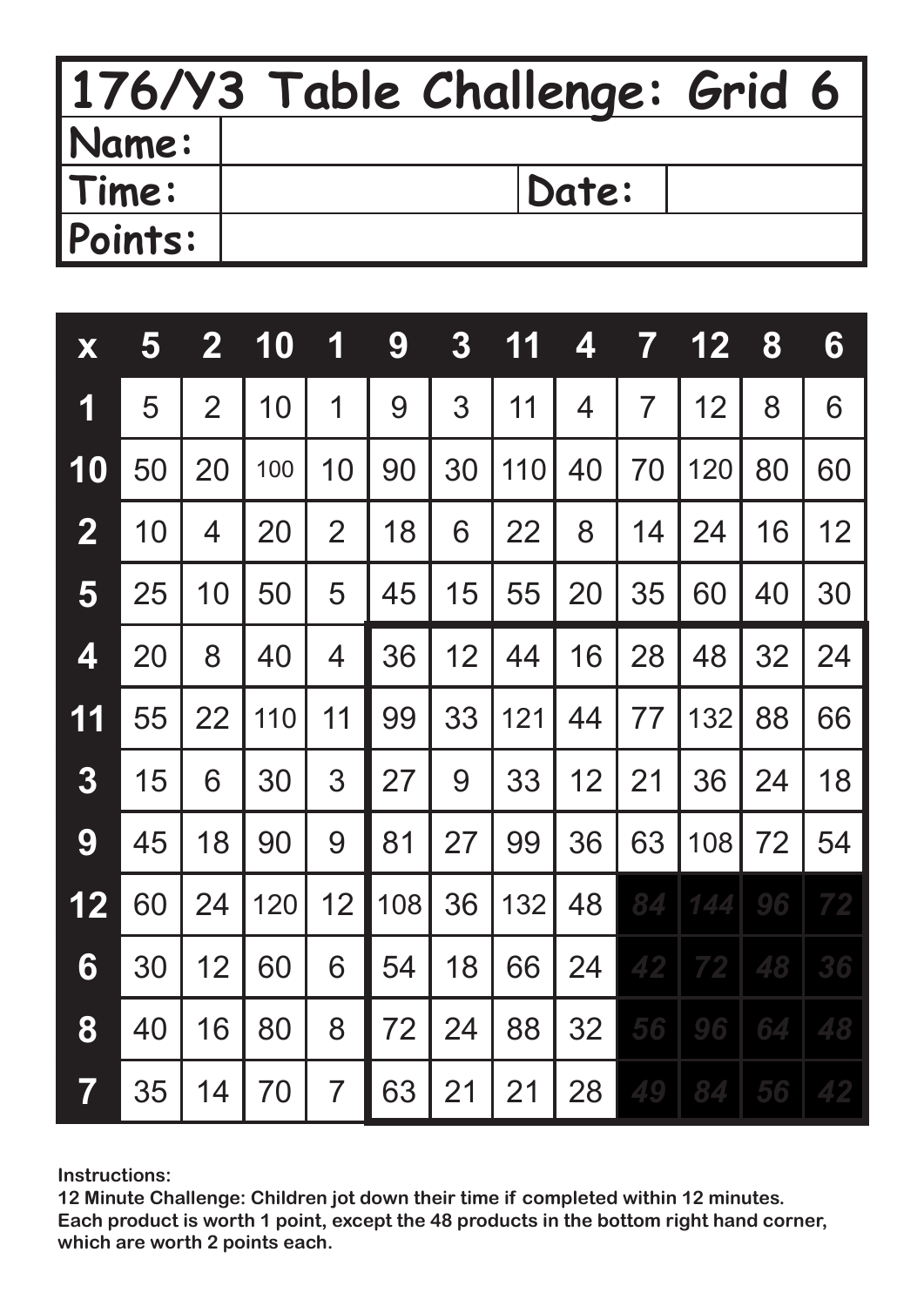# 176/Y3 Table Challenge: Grid 6

| Name: | | | |
|---|---|---|---|
| Time: | | Date: | |
| Points: | | | |

| x | 5 | 2 | 10 | 1 | 9 | 3 | 11 | 4 | 7 | 12 | 8 | 6 |
|---|---|---|---|---|---|---|---|---|---|---|---|---|
| 1 | 5 | 2 | 10 | 1 | 9 | 3 | 11 | 4 | 7 | 12 | 8 | 6 |
| 10 | 50 | 20 | 100 | 10 | 90 | 30 | 110 | 40 | 70 | 120 | 80 | 60 |
| 2 | 10 | 4 | 20 | 2 | 18 | 6 | 22 | 8 | 14 | 24 | 16 | 12 |
| 5 | 25 | 10 | 50 | 5 | 45 | 15 | 55 | 20 | 35 | 60 | 40 | 30 |
| 4 | 20 | 8 | 40 | 4 | 36 | 12 | 44 | 16 | 28 | 48 | 32 | 24 |
| 11 | 55 | 22 | 110 | 11 | 99 | 33 | 121 | 44 | 77 | 132 | 88 | 66 |
| 3 | 15 | 6 | 30 | 3 | 27 | 9 | 33 | 12 | 21 | 36 | 24 | 18 |
| 9 | 45 | 18 | 90 | 9 | 81 | 27 | 99 | 36 | 63 | 108 | 72 | 54 |
| 12 | 60 | 24 | 120 | 12 | 108 | 36 | 132 | 48 | 84 | 144 | 96 | 72 |
| 6 | 30 | 12 | 60 | 6 | 54 | 18 | 66 | 24 | 42 | 72 | 48 | 36 |
| 8 | 40 | 16 | 80 | 8 | 72 | 24 | 88 | 32 | 56 | 96 | 64 | 48 |
| 7 | 35 | 14 | 70 | 7 | 63 | 21 | 21 | 28 | 49 | 84 | 56 | 42 |

**Instructions:**
**12 Minute Challenge: Children jot down their time if completed within 12 minutes.**
**Each product is worth 1 point, except the 48 products in the bottom right hand corner, which are worth 2 points each.**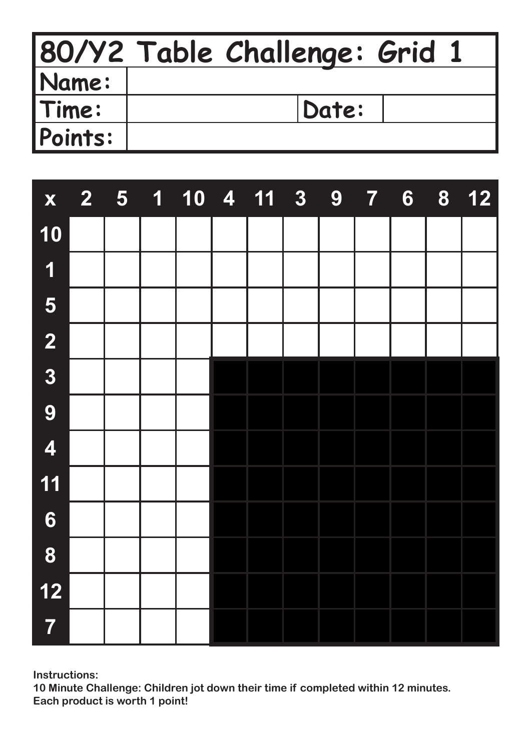# 80/Y2 Table Challenge: Grid 1

| Name: | | | |
|---|---|---|---|
| Time: | | Date: | |
| Points: | | | |

| x | 2 | 5 | 1 | 10 | 4 | 11 | 3 | 9 | 7 | 6 | 8 | 12 |
|---|---|---|---|---|---|---|---|---|---|---|---|---|
| 10 | | | | | | | | | | | | |
| 1 | | | | | | | | | | | | |
| 5 | | | | | | | | | | | | |
| 2 | | | | | | | | | | | | |
| 3 | | | | | | | | | | | | |
| 9 | | | | | | | | | | | | |
| 4 | | | | | | | | | | | | |
| 11 | | | | | | | | | | | | |
| 6 | | | | | | | | | | | | |
| 8 | | | | | | | | | | | | |
| 12 | | | | | | | | | | | | |
| 7 | | | | | | | | | | | | |

**Instructions:**
**10 Minute Challenge: Children jot down their time if completed within 12 minutes.**
**Each product is worth 1 point!**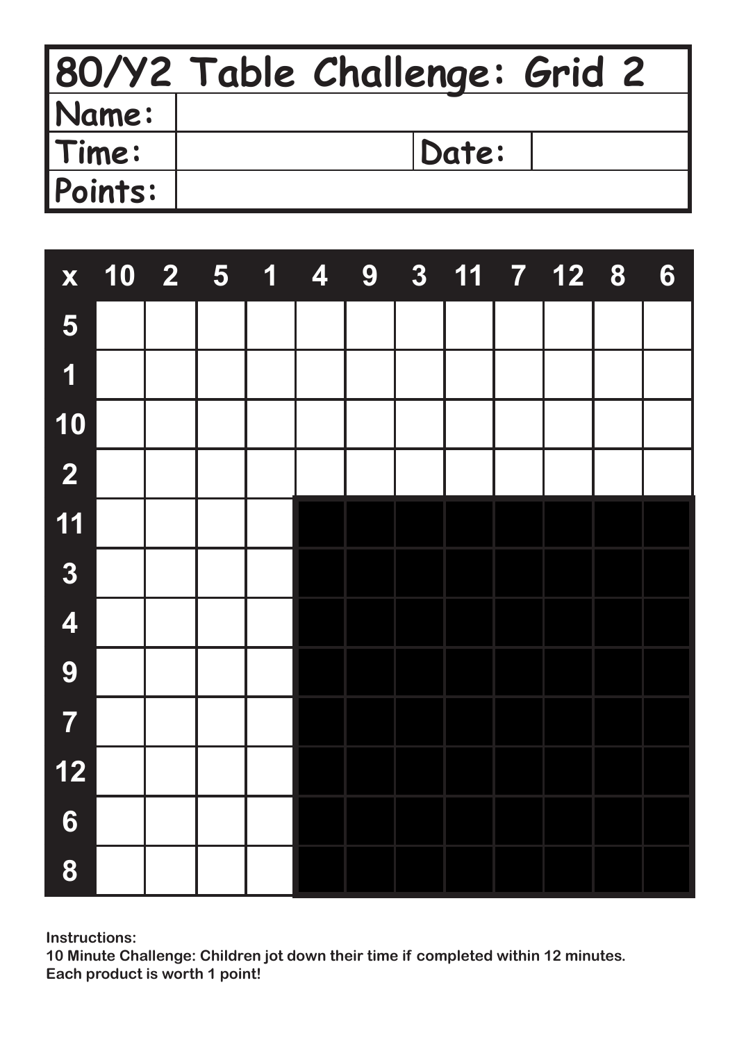# 80/Y2 Table Challenge: Grid 2

| Name: | | | |
|---|---|---|---|
| Time: | | Date: | |
| Points: | | | |

| x | 10 | 2 | 5 | 1 | 4 | 9 | 3 | 11 | 7 | 12 | 8 | 6 |
|---|---|---|---|---|---|---|---|---|---|---|---|---|
| 5 | | | | | | | | | | | | |
| 1 | | | | | | | | | | | | |
| 10 | | | | | | | | | | | | |
| 2 | | | | | | | | | | | | |
| 11 | | | | | | | | | | | | |
| 3 | | | | | | | | | | | | |
| 4 | | | | | | | | | | | | |
| 9 | | | | | | | | | | | | |
| 7 | | | | | | | | | | | | |
| 12 | | | | | | | | | | | | |
| 6 | | | | | | | | | | | | |
| 8 | | | | | | | | | | | | |

**Instructions:**
**10 Minute Challenge: Children jot down their time if completed within 12 minutes.**
**Each product is worth 1 point!**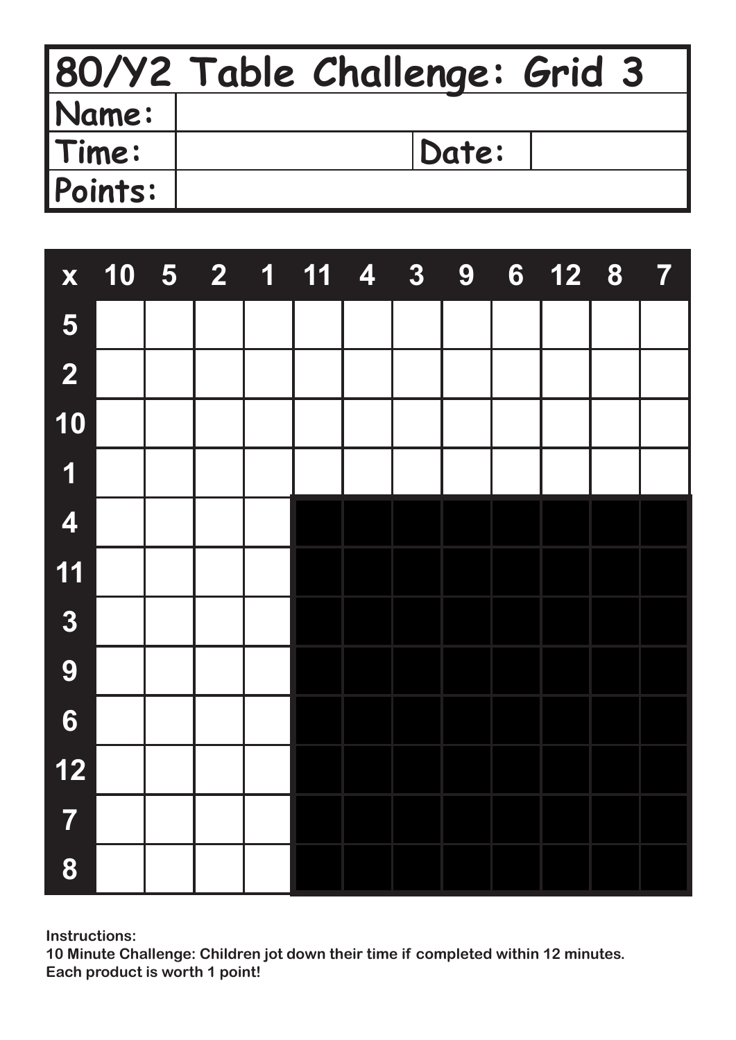| 80/Y2 Table Challenge: Grid 3 | | | |
|---|---|---|---|
| Name: | | | |
| Time: | | Date: | |
| Points: | | | |

| x | 10 | 5 | 2 | 1 | 11 | 4 | 3 | 9 | 6 | 12 | 8 | 7 |
|---|---|---|---|---|---|---|---|---|---|---|---|---|
| 5 | | | | | | | | | | | | |
| 2 | | | | | | | | | | | | |
| 10 | | | | | | | | | | | | |
| 1 | | | | | | | | | | | | |
| 4 | | | | | | | | | | | | |
| 11 | | | | | | | | | | | | |
| 3 | | | | | | | | | | | | |
| 9 | | | | | | | | | | | | |
| 6 | | | | | | | | | | | | |
| 12 | | | | | | | | | | | | |
| 7 | | | | | | | | | | | | |
| 8 | | | | | | | | | | | | |

**Instructions:**
**10 Minute Challenge: Children jot down their time if completed within 12 minutes.**
**Each product is worth 1 point!**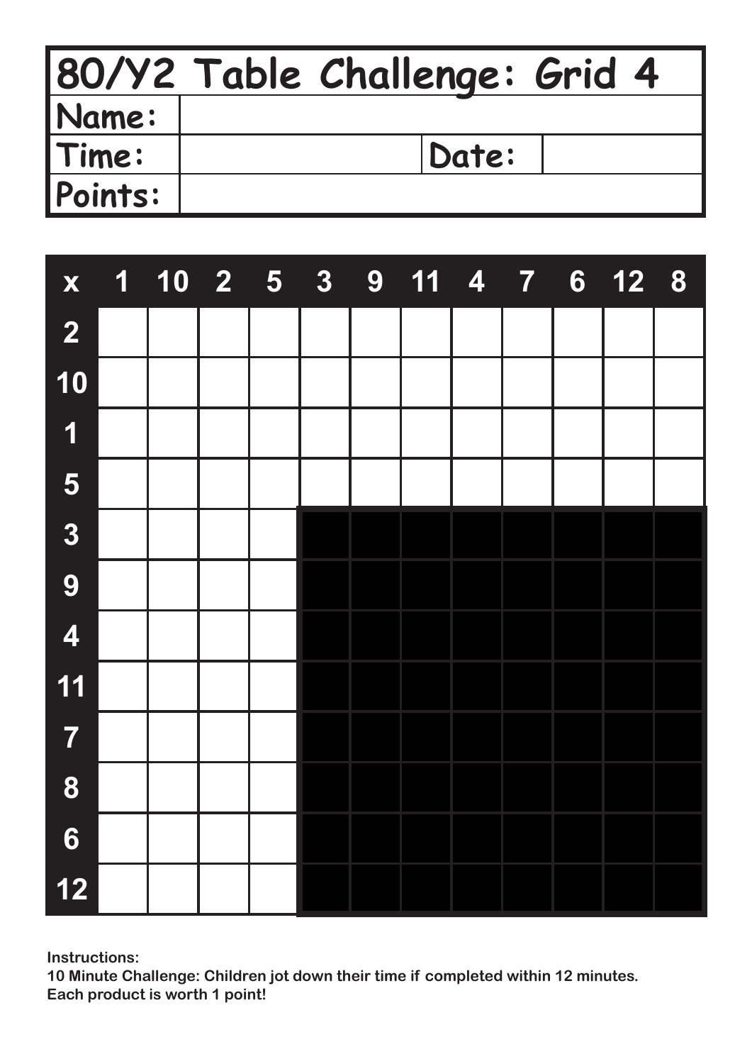# 80/Y2 Table Challenge: Grid 4

| Name: | | | |
|---|---|---|---|
| Time: | | Date: | |
| Points: | | | |

| x | 1 | 10 | 2 | 5 | 3 | 9 | 11 | 4 | 7 | 6 | 12 | 8 |
|---|---|---|---|---|---|---|---|---|---|---|---|---|
| 2 | | | | | | | | | | | | |
| 10 | | | | | | | | | | | | |
| 1 | | | | | | | | | | | | |
| 5 | | | | | | | | | | | | |
| 3 | | | | | | | | | | | | |
| 9 | | | | | | | | | | | | |
| 4 | | | | | | | | | | | | |
| 11 | | | | | | | | | | | | |
| 7 | | | | | | | | | | | | |
| 8 | | | | | | | | | | | | |
| 6 | | | | | | | | | | | | |
| 12 | | | | | | | | | | | | |

**Instructions:**
**10 Minute Challenge: Children jot down their time if completed within 12 minutes.**
**Each product is worth 1 point!**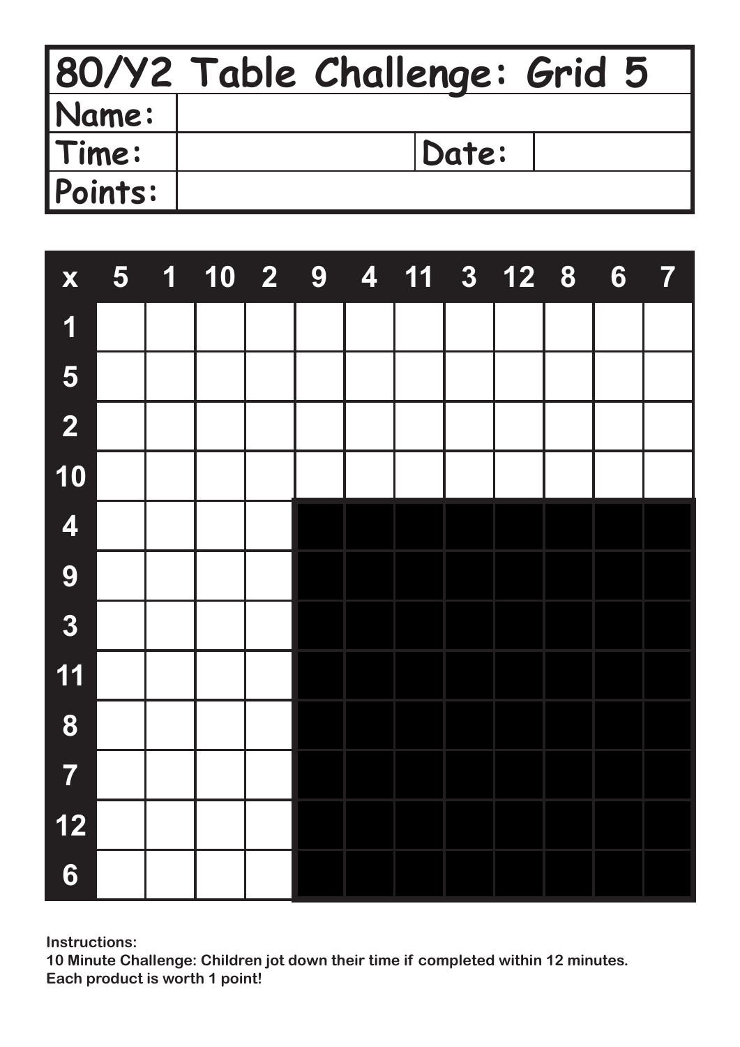# 80/Y2 Table Challenge: Grid 5

| Name: | | | |
|---|---|---|---|
| Time: | | Date: | |
| Points: | | | |

| x | 5 | 1 | 10 | 2 | 9 | 4 | 11 | 3 | 12 | 8 | 6 | 7 |
|---|---|---|---|---|---|---|---|---|---|---|---|---|
| 1 | | | | | | | | | | | | |
| 5 | | | | | | | | | | | | |
| 2 | | | | | | | | | | | | |
| 10 | | | | | | | | | | | | |
| 4 | | | | | | | | | | | | |
| 9 | | | | | | | | | | | | |
| 3 | | | | | | | | | | | | |
| 11 | | | | | | | | | | | | |
| 8 | | | | | | | | | | | | |
| 7 | | | | | | | | | | | | |
| 12 | | | | | | | | | | | | |
| 6 | | | | | | | | | | | | |

**Instructions:**
**10 Minute Challenge: Children jot down their time if completed within 12 minutes.**
**Each product is worth 1 point!**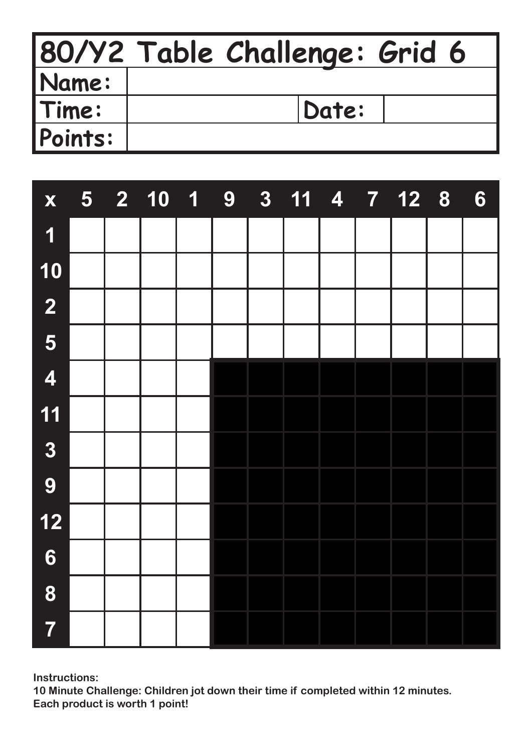# 80/Y2 Table Challenge: Grid 6

| Name: | | | |
|---|---|---|---|
| Time: | | Date: | |
| Points: | | | |

| x | 5 | 2 | 10 | 1 | 9 | 3 | 11 | 4 | 7 | 12 | 8 | 6 |
|---|---|---|---|---|---|---|---|---|---|---|---|---|
| 1 | | | | | | | | | | | | |
| 10 | | | | | | | | | | | | |
| 2 | | | | | | | | | | | | |
| 5 | | | | | | | | | | | | |
| 4 | | | | | | | | | | | | |
| 11 | | | | | | | | | | | | |
| 3 | | | | | | | | | | | | |
| 9 | | | | | | | | | | | | |
| 12 | | | | | | | | | | | | |
| 6 | | | | | | | | | | | | |
| 8 | | | | | | | | | | | | |
| 7 | | | | | | | | | | | | |

**Instructions:**
**10 Minute Challenge: Children jot down their time if completed within 12 minutes.**
**Each product is worth 1 point!**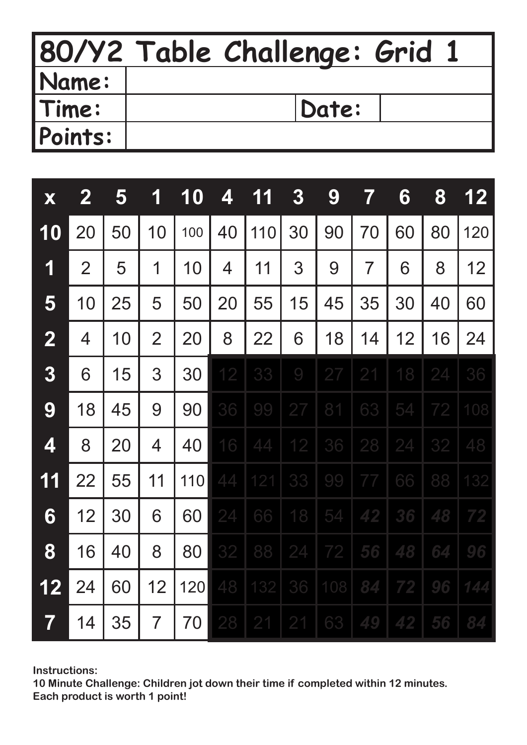# 80/Y2 Table Challenge: Grid 1

| | | | |
|---|---|---|---|
| **Name:** | | | |
| **Time:** | | **Date:** | |
| **Points:** | | | |

| x | 2 | 5 | 1 | 10 | 4 | 11 | 3 | 9 | 7 | 6 | 8 | 12 |
|---|---|---|---|---|---|---|---|---|---|---|---|---|
| **10** | 20 | 50 | 10 | 100 | 40 | 110 | 30 | 90 | 70 | 60 | 80 | 120 |
| **1** | 2 | 5 | 1 | 10 | 4 | 11 | 3 | 9 | 7 | 6 | 8 | 12 |
| **5** | 10 | 25 | 5 | 50 | 20 | 55 | 15 | 45 | 35 | 30 | 40 | 60 |
| **2** | 4 | 10 | 2 | 20 | 8 | 22 | 6 | 18 | 14 | 12 | 16 | 24 |
| **3** | 6 | 15 | 3 | 30 | 12 | 33 | 9 | 27 | 21 | 18 | 24 | 36 |
| **9** | 18 | 45 | 9 | 90 | 36 | 99 | 27 | 81 | 63 | 54 | 72 | 108 |
| **4** | 8 | 20 | 4 | 40 | 16 | 44 | 12 | 36 | 28 | 24 | 32 | 48 |
| **11** | 22 | 55 | 11 | 110 | 44 | 121 | 33 | 99 | 77 | 66 | 88 | 132 |
| **6** | 12 | 30 | 6 | 60 | 24 | 66 | 18 | 54 | 42 | 36 | 48 | 72 |
| **8** | 16 | 40 | 8 | 80 | 32 | 88 | 24 | 72 | 56 | 48 | 64 | 96 |
| **12** | 24 | 60 | 12 | 120 | 48 | 132 | 36 | 108 | 84 | 72 | 96 | 144 |
| **7** | 14 | 35 | 7 | 70 | 28 | 21 | 21 | 63 | 49 | 42 | 56 | 84 |

**Instructions:**
**10 Minute Challenge: Children jot down their time if completed within 12 minutes.**
**Each product is worth 1 point!**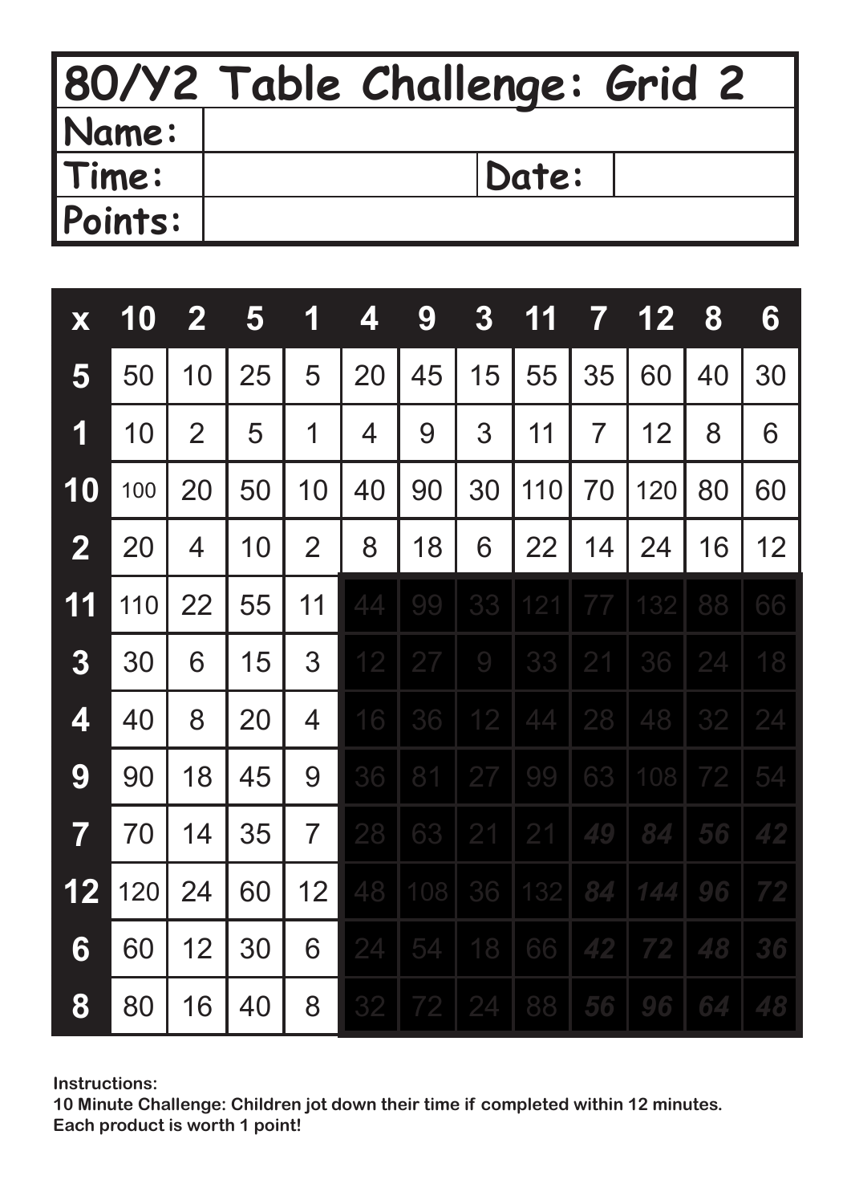# 80/Y2 Table Challenge: Grid 2

| Name: | | | |
|---|---|---|---|
| Time: | | Date: | |
| Points: | | | |

| x | 10 | 2 | 5 | 1 | 4 | 9 | 3 | 11 | 7 | 12 | 8 | 6 |
|---|---|---|---|---|---|---|---|---|---|---|---|---|
| **5** | 50 | 10 | 25 | 5 | 20 | 45 | 15 | 55 | 35 | 60 | 40 | 30 |
| **1** | 10 | 2 | 5 | 1 | 4 | 9 | 3 | 11 | 7 | 12 | 8 | 6 |
| **10** | 100 | 20 | 50 | 10 | 40 | 90 | 30 | 110 | 70 | 120 | 80 | 60 |
| **2** | 20 | 4 | 10 | 2 | 8 | 18 | 6 | 22 | 14 | 24 | 16 | 12 |
| **11** | 110 | 22 | 55 | 11 | 44 | 99 | 33 | 121 | 77 | 132 | 88 | 66 |
| **3** | 30 | 6 | 15 | 3 | 12 | 27 | 9 | 33 | 21 | 36 | 24 | 18 |
| **4** | 40 | 8 | 20 | 4 | 16 | 36 | 12 | 44 | 28 | 48 | 32 | 24 |
| **9** | 90 | 18 | 45 | 9 | 36 | 81 | 27 | 99 | 63 | 108 | 72 | 54 |
| **7** | 70 | 14 | 35 | 7 | 28 | 63 | 21 | 21 | 49 | 84 | 56 | 42 |
| **12** | 120 | 24 | 60 | 12 | 48 | 108 | 36 | 132 | 84 | 144 | 96 | 72 |
| **6** | 60 | 12 | 30 | 6 | 24 | 54 | 18 | 66 | 42 | 72 | 48 | 36 |
| **8** | 80 | 16 | 40 | 8 | 32 | 72 | 24 | 88 | 56 | 96 | 64 | 48 |

**Instructions:**
**10 Minute Challenge: Children jot down their time if completed within 12 minutes.**
**Each product is worth 1 point!**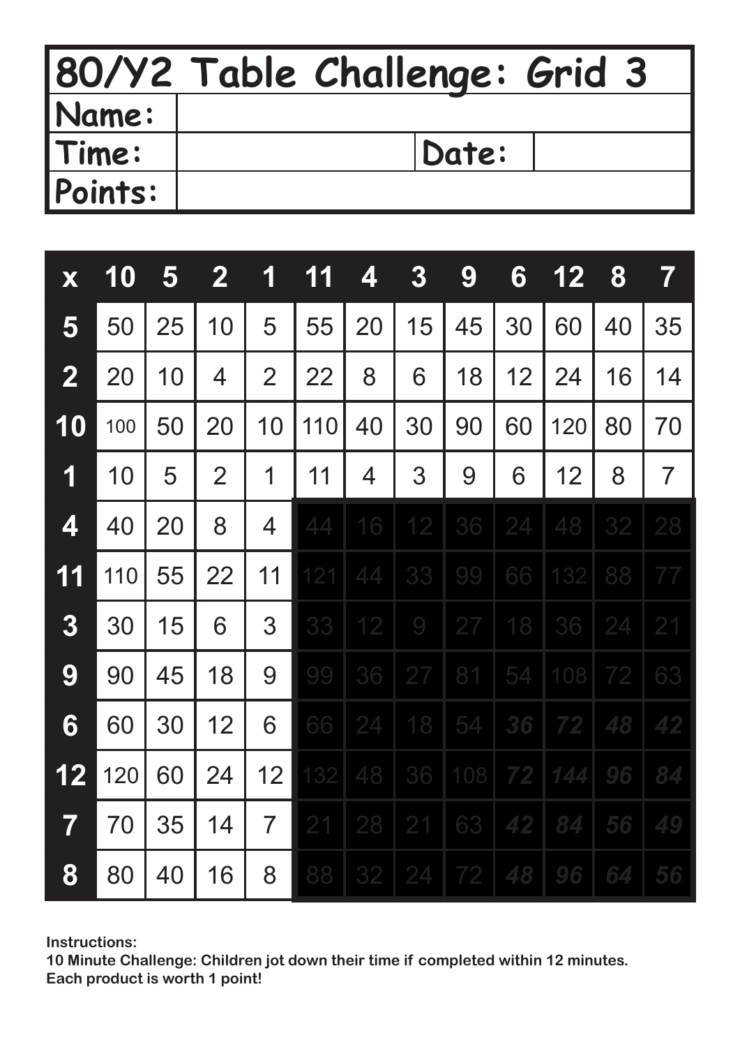| 80/Y2 Table Challenge: Grid 3 | | | |
|---|---|---|---|
| Name: | | | |
| Time: | | Date: | |
| Points: | | | |

| x | 10 | 5 | 2 | 1 | 11 | 4 | 3 | 9 | 6 | 12 | 8 | 7 |
|---|---|---|---|---|---|---|---|---|---|---|---|---|
| 5 | 50 | 25 | 10 | 5 | 55 | 20 | 15 | 45 | 30 | 60 | 40 | 35 |
| 2 | 20 | 10 | 4 | 2 | 22 | 8 | 6 | 18 | 12 | 24 | 16 | 14 |
| 10 | 100 | 50 | 20 | 10 | 110 | 40 | 30 | 90 | 60 | 120 | 80 | 70 |
| 1 | 10 | 5 | 2 | 1 | 11 | 4 | 3 | 9 | 6 | 12 | 8 | 7 |
| 4 | 40 | 20 | 8 | 4 | 44 | 16 | 12 | 36 | 24 | 48 | 32 | 28 |
| 11 | 110 | 55 | 22 | 11 | 121 | 44 | 33 | 99 | 66 | 132 | 88 | 77 |
| 3 | 30 | 15 | 6 | 3 | 33 | 12 | 9 | 27 | 18 | 36 | 24 | 21 |
| 9 | 90 | 45 | 18 | 9 | 99 | 36 | 27 | 81 | 54 | 108 | 72 | 63 |
| 6 | 60 | 30 | 12 | 6 | 66 | 24 | 18 | 54 | *36* | *72* | *48* | *42* |
| 12 | 120 | 60 | 24 | 12 | 132 | 48 | 36 | 108 | *72* | *144* | *96* | *84* |
| 7 | 70 | 35 | 14 | 7 | 21 | 28 | 21 | 63 | *42* | *84* | *56* | *49* |
| 8 | 80 | 40 | 16 | 8 | 88 | 32 | 24 | 72 | *48* | *96* | *64* | *56* |

**Instructions:**
**10 Minute Challenge: Children jot down their time if completed within 12 minutes.**
**Each product is worth 1 point!**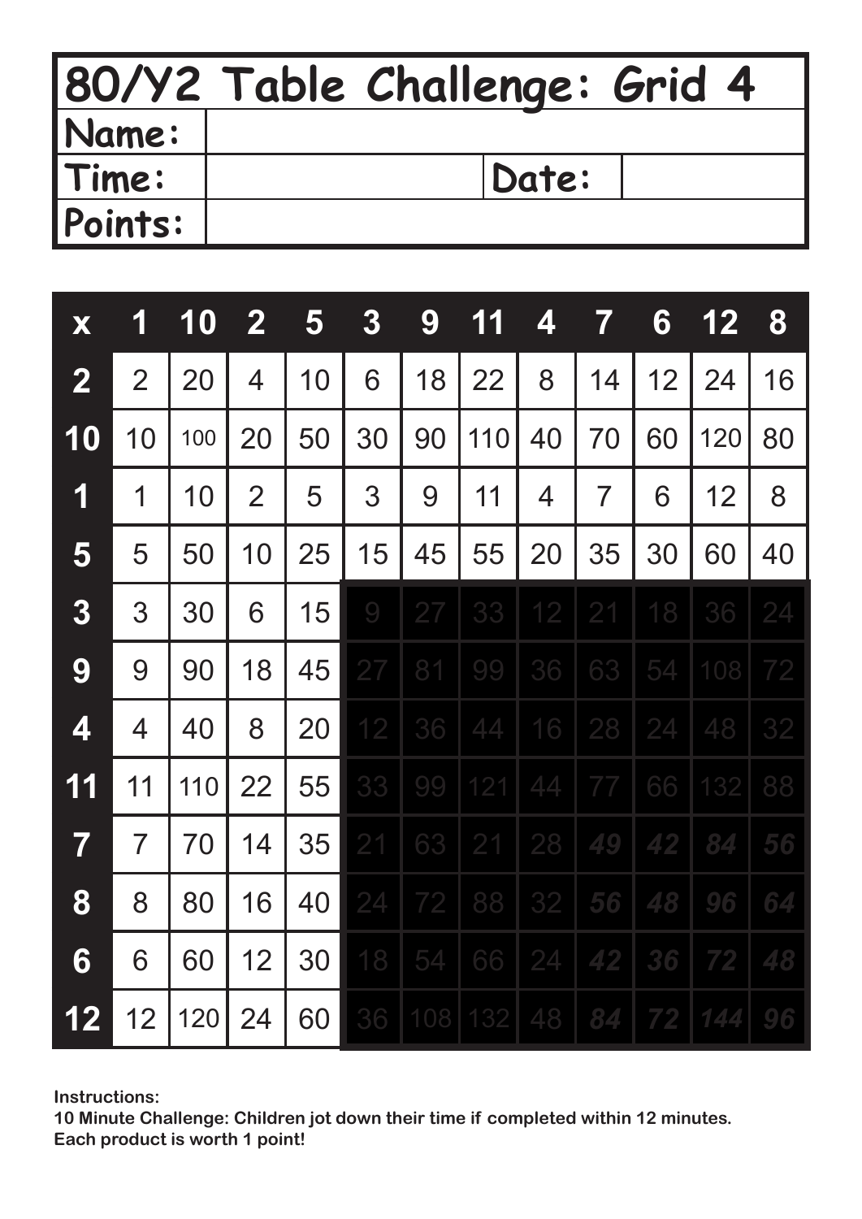| 80/Y2 Table Challenge: Grid 4 | | | |
|---|---|---|---|
| Name: | | | |
| Time: | | Date: | |
| Points: | | | |

| x | 1 | 10 | 2 | 5 | 3 | 9 | 11 | 4 | 7 | 6 | 12 | 8 |
|---|---|---|---|---|---|---|---|---|---|---|---|---|
| 2 | 2 | 20 | 4 | 10 | 6 | 18 | 22 | 8 | 14 | 12 | 24 | 16 |
| 10 | 10 | 100 | 20 | 50 | 30 | 90 | 110 | 40 | 70 | 60 | 120 | 80 |
| 1 | 1 | 10 | 2 | 5 | 3 | 9 | 11 | 4 | 7 | 6 | 12 | 8 |
| 5 | 5 | 50 | 10 | 25 | 15 | 45 | 55 | 20 | 35 | 30 | 60 | 40 |
| 3 | 3 | 30 | 6 | 15 | 9 | 27 | 33 | 12 | 21 | 18 | 36 | 24 |
| 9 | 9 | 90 | 18 | 45 | 27 | 81 | 99 | 36 | 63 | 54 | 108 | 72 |
| 4 | 4 | 40 | 8 | 20 | 12 | 36 | 44 | 16 | 28 | 24 | 48 | 32 |
| 11 | 11 | 110 | 22 | 55 | 33 | 99 | 121 | 44 | 77 | 66 | 132 | 88 |
| 7 | 7 | 70 | 14 | 35 | 21 | 63 | 21 | 28 | 49 | 42 | 84 | 56 |
| 8 | 8 | 80 | 16 | 40 | 24 | 72 | 88 | 32 | 56 | 48 | 96 | 64 |
| 6 | 6 | 60 | 12 | 30 | 18 | 54 | 66 | 24 | 42 | 36 | 72 | 48 |
| 12 | 12 | 120 | 24 | 60 | 36 | 108 | 132 | 48 | 84 | 72 | 144 | 96 |

**Instructions:**
**10 Minute Challenge: Children jot down their time if completed within 12 minutes.**
**Each product is worth 1 point!**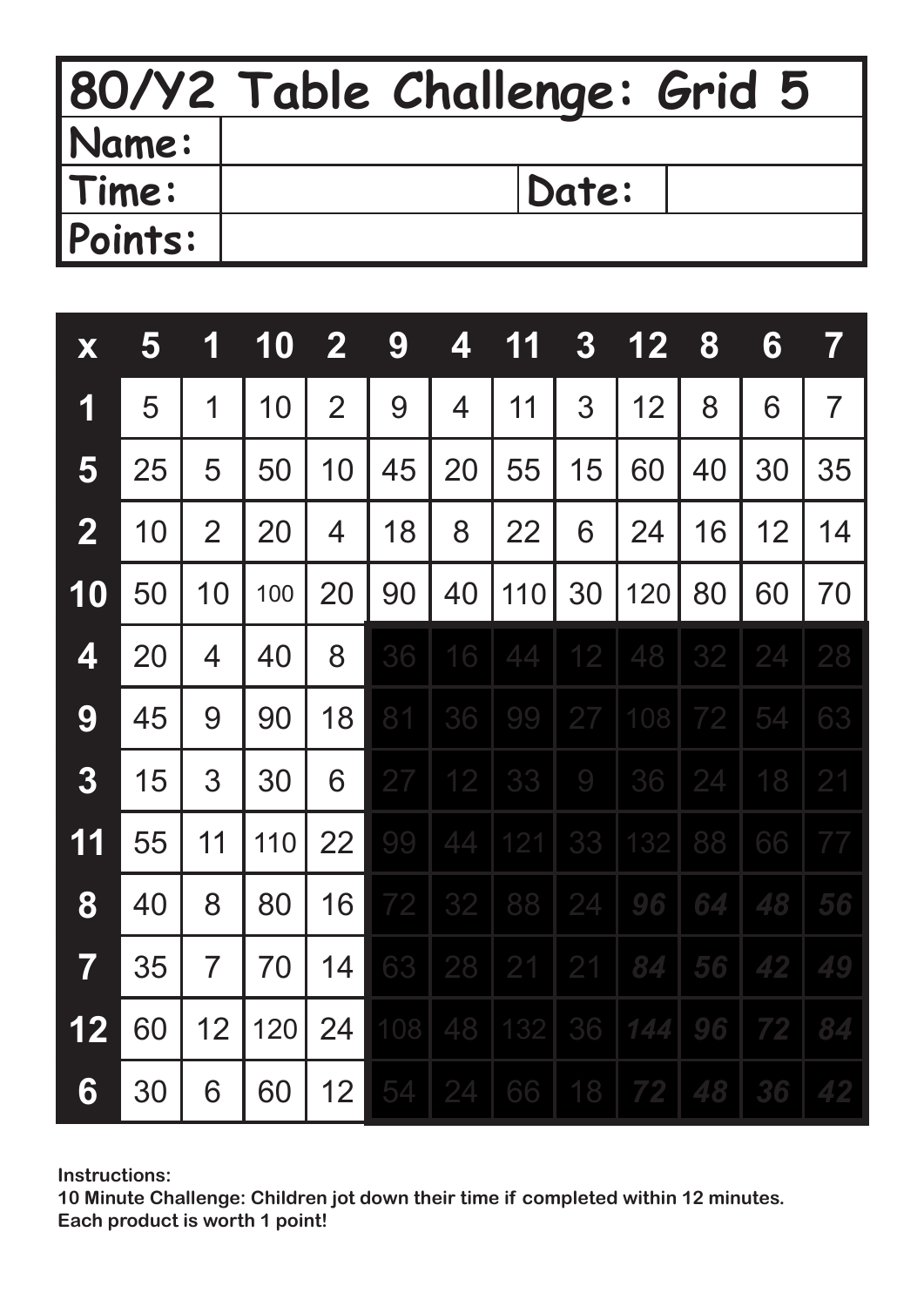# 80/Y2 Table Challenge: Grid 5

| Name: | | | |
|---|---|---|---|
| Time: | | Date: | |
| Points: | | | |

| x | 5 | 1 | 10 | 2 | 9 | 4 | 11 | 3 | 12 | 8 | 6 | 7 |
|---|---|---|---|---|---|---|---|---|---|---|---|---|
| 1 | 5 | 1 | 10 | 2 | 9 | 4 | 11 | 3 | 12 | 8 | 6 | 7 |
| 5 | 25 | 5 | 50 | 10 | 45 | 20 | 55 | 15 | 60 | 40 | 30 | 35 |
| 2 | 10 | 2 | 20 | 4 | 18 | 8 | 22 | 6 | 24 | 16 | 12 | 14 |
| 10 | 50 | 10 | 100 | 20 | 90 | 40 | 110 | 30 | 120 | 80 | 60 | 70 |
| 4 | 20 | 4 | 40 | 8 | 36 | 16 | 44 | 12 | 48 | 32 | 24 | 28 |
| 9 | 45 | 9 | 90 | 18 | 81 | 36 | 99 | 27 | 108 | 72 | 54 | 63 |
| 3 | 15 | 3 | 30 | 6 | 27 | 12 | 33 | 9 | 36 | 24 | 18 | 21 |
| 11 | 55 | 11 | 110 | 22 | 99 | 44 | 121 | 33 | 132 | 88 | 66 | 77 |
| 8 | 40 | 8 | 80 | 16 | 72 | 32 | 88 | 24 | 96 | 64 | 48 | 56 |
| 7 | 35 | 7 | 70 | 14 | 63 | 28 | 21 | 21 | 84 | 56 | 42 | 49 |
| 12 | 60 | 12 | 120 | 24 | 108 | 48 | 132 | 36 | 144 | 96 | 72 | 84 |
| 6 | 30 | 6 | 60 | 12 | 54 | 24 | 66 | 18 | 72 | 48 | 36 | 42 |

**Instructions:**
**10 Minute Challenge: Children jot down their time if completed within 12 minutes.**
**Each product is worth 1 point!**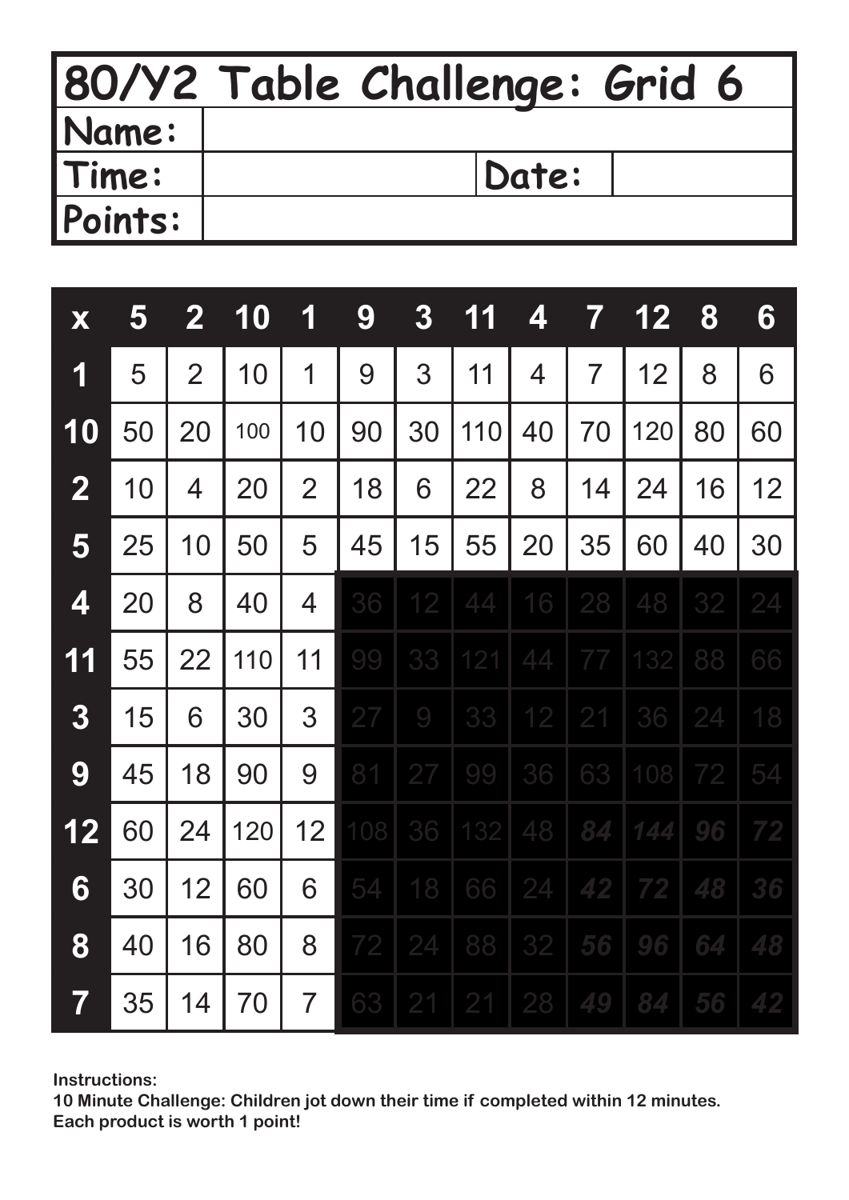# 80/Y2 Table Challenge: Grid 6

| | | | |
|---|---|---|---|
| Name: | | | |
| Time: | | Date: | |
| Points: | | | |

| x | 5 | 2 | 10 | 1 | 9 | 3 | 11 | 4 | 7 | 12 | 8 | 6 |
|---|---|---|---|---|---|---|---|---|---|---|---|---|
| 1 | 5 | 2 | 10 | 1 | 9 | 3 | 11 | 4 | 7 | 12 | 8 | 6 |
| 10 | 50 | 20 | 100 | 10 | 90 | 30 | 110 | 40 | 70 | 120 | 80 | 60 |
| 2 | 10 | 4 | 20 | 2 | 18 | 6 | 22 | 8 | 14 | 24 | 16 | 12 |
| 5 | 25 | 10 | 50 | 5 | 45 | 15 | 55 | 20 | 35 | 60 | 40 | 30 |
| 4 | 20 | 8 | 40 | 4 | 36 | 12 | 44 | 16 | 28 | 48 | 32 | 24 |
| 11 | 55 | 22 | 110 | 11 | 99 | 33 | 121 | 44 | 77 | 132 | 88 | 66 |
| 3 | 15 | 6 | 30 | 3 | 27 | 9 | 33 | 12 | 21 | 36 | 24 | 18 |
| 9 | 45 | 18 | 90 | 9 | 81 | 27 | 99 | 36 | 63 | 108 | 72 | 54 |
| 12 | 60 | 24 | 120 | 12 | 108 | 36 | 132 | 48 | 84 | 144 | 96 | 72 |
| 6 | 30 | 12 | 60 | 6 | 54 | 18 | 66 | 24 | 42 | 72 | 48 | 36 |
| 8 | 40 | 16 | 80 | 8 | 72 | 24 | 88 | 32 | 56 | 96 | 64 | 48 |
| 7 | 35 | 14 | 70 | 7 | 63 | 21 | 21 | 28 | 49 | 84 | 56 | 42 |

**Instructions:**
**10 Minute Challenge: Children jot down their time if completed within 12 minutes.**
**Each product is worth 1 point!**